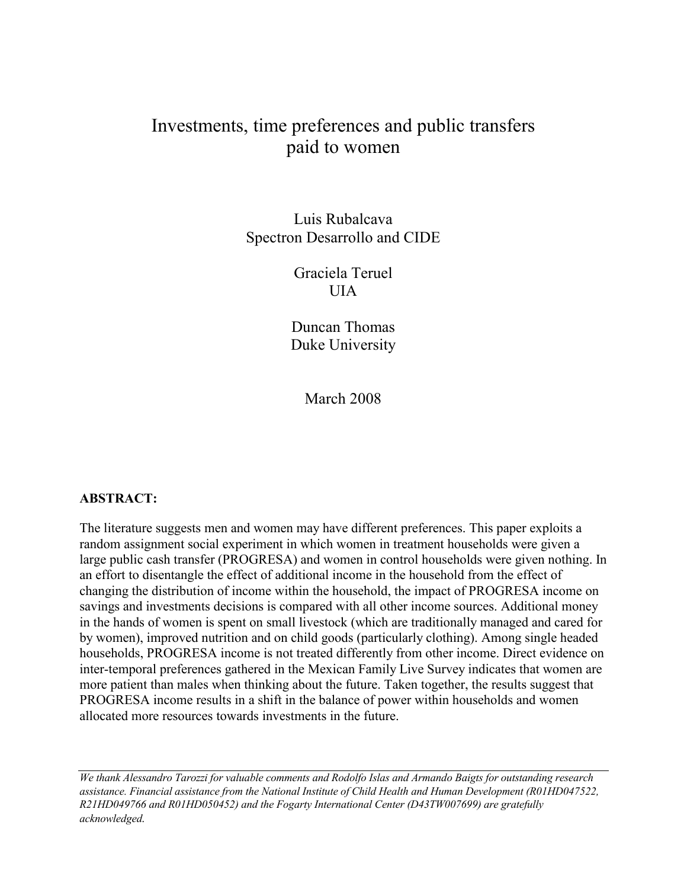# Investments, time preferences and public transfers paid to women

Luis Rubalcava
Spectron Desarrollo and CIDE

Graciela Teruel
UIA

Duncan Thomas
Duke University

March 2008

**ABSTRACT:**

The literature suggests men and women may have different preferences. This paper exploits a random assignment social experiment in which women in treatment households were given a large public cash transfer (PROGRESA) and women in control households were given nothing. In an effort to disentangle the effect of additional income in the household from the effect of changing the distribution of income within the household, the impact of PROGRESA income on savings and investments decisions is compared with all other income sources. Additional money in the hands of women is spent on small livestock (which are traditionally managed and cared for by women), improved nutrition and on child goods (particularly clothing). Among single headed households, PROGRESA income is not treated differently from other income. Direct evidence on inter-temporal preferences gathered in the Mexican Family Live Survey indicates that women are more patient than males when thinking about the future. Taken together, the results suggest that PROGRESA income results in a shift in the balance of power within households and women allocated more resources towards investments in the future.

*We thank Alessandro Tarozzi for valuable comments and Rodolfo Islas and Armando Baigts for outstanding research assistance. Financial assistance from the National Institute of Child Health and Human Development (R01HD047522, R21HD049766 and R01HD050452) and the Fogarty International Center (D43TW007699) are gratefully acknowledged.*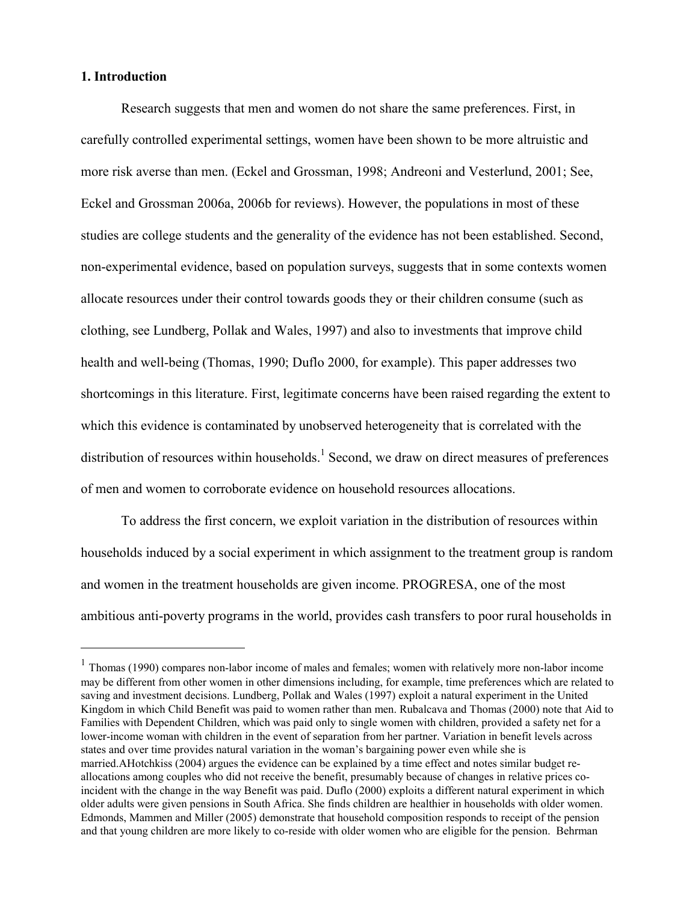## 1. Introduction

Research suggests that men and women do not share the same preferences. First, in carefully controlled experimental settings, women have been shown to be more altruistic and more risk averse than men. (Eckel and Grossman, 1998; Andreoni and Vesterlund, 2001; See, Eckel and Grossman 2006a, 2006b for reviews). However, the populations in most of these studies are college students and the generality of the evidence has not been established. Second, non-experimental evidence, based on population surveys, suggests that in some contexts women allocate resources under their control towards goods they or their children consume (such as clothing, see Lundberg, Pollak and Wales, 1997) and also to investments that improve child health and well-being (Thomas, 1990; Duflo 2000, for example). This paper addresses two shortcomings in this literature. First, legitimate concerns have been raised regarding the extent to which this evidence is contaminated by unobserved heterogeneity that is correlated with the distribution of resources within households.[1] Second, we draw on direct measures of preferences of men and women to corroborate evidence on household resources allocations.

To address the first concern, we exploit variation in the distribution of resources within households induced by a social experiment in which assignment to the treatment group is random and women in the treatment households are given income. PROGRESA, one of the most ambitious anti-poverty programs in the world, provides cash transfers to poor rural households in

[1] Thomas (1990) compares non-labor income of males and females; women with relatively more non-labor income may be different from other women in other dimensions including, for example, time preferences which are related to saving and investment decisions. Lundberg, Pollak and Wales (1997) exploit a natural experiment in the United Kingdom in which Child Benefit was paid to women rather than men. Rubalcava and Thomas (2000) note that Aid to Families with Dependent Children, which was paid only to single women with children, provided a safety net for a lower-income woman with children in the event of separation from her partner. Variation in benefit levels across states and over time provides natural variation in the woman's bargaining power even while she is married.AHotchkiss (2004) argues the evidence can be explained by a time effect and notes similar budget re-allocations among couples who did not receive the benefit, presumably because of changes in relative prices co-incident with the change in the way Benefit was paid. Duflo (2000) exploits a different natural experiment in which older adults were given pensions in South Africa. She finds children are healthier in households with older women. Edmonds, Mammen and Miller (2005) demonstrate that household composition responds to receipt of the pension and that young children are more likely to co-reside with older women who are eligible for the pension. Behrman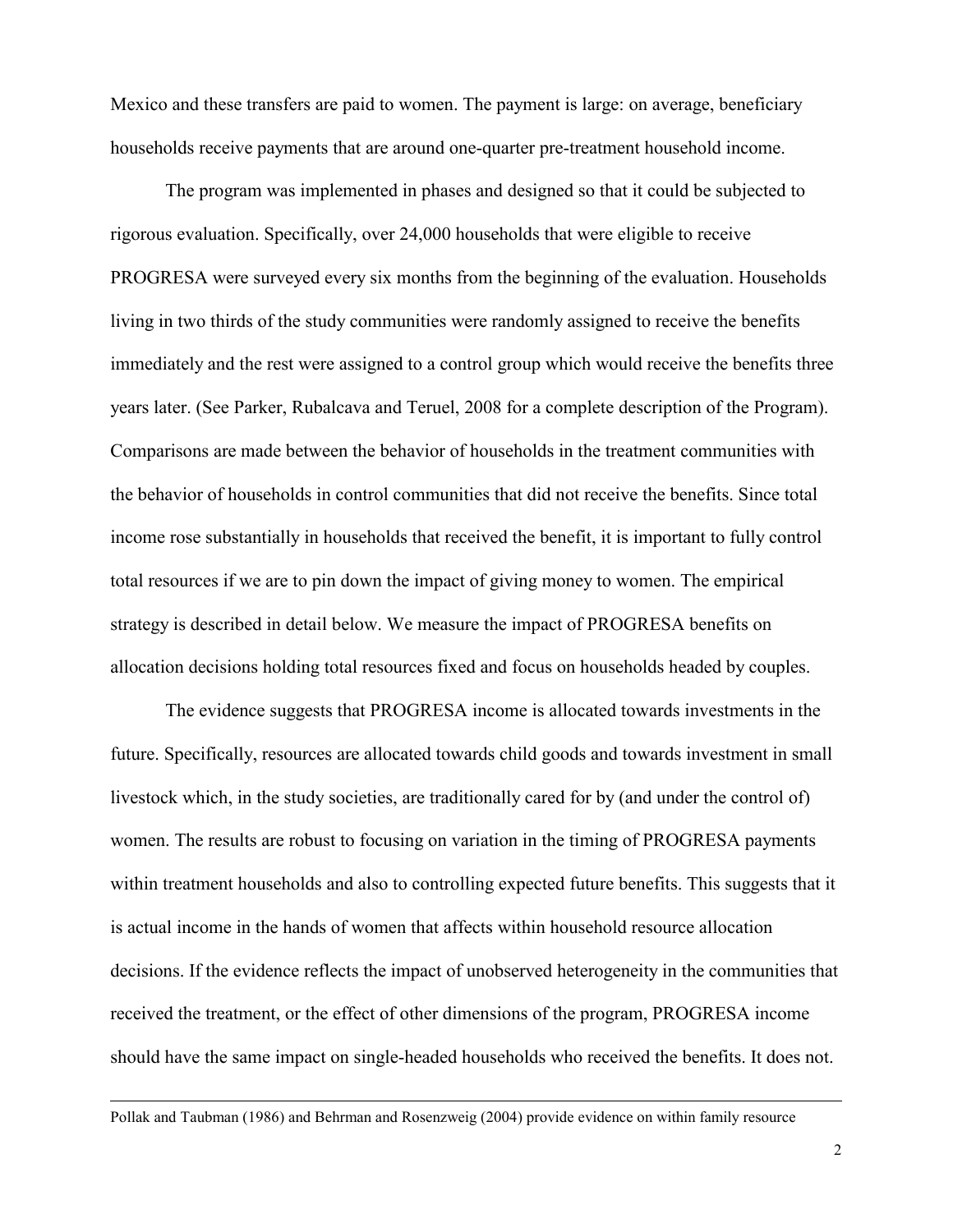Mexico and these transfers are paid to women. The payment is large: on average, beneficiary households receive payments that are around one-quarter pre-treatment household income.

The program was implemented in phases and designed so that it could be subjected to rigorous evaluation. Specifically, over 24,000 households that were eligible to receive PROGRESA were surveyed every six months from the beginning of the evaluation. Households living in two thirds of the study communities were randomly assigned to receive the benefits immediately and the rest were assigned to a control group which would receive the benefits three years later. (See Parker, Rubalcava and Teruel, 2008 for a complete description of the Program). Comparisons are made between the behavior of households in the treatment communities with the behavior of households in control communities that did not receive the benefits. Since total income rose substantially in households that received the benefit, it is important to fully control total resources if we are to pin down the impact of giving money to women. The empirical strategy is described in detail below. We measure the impact of PROGRESA benefits on allocation decisions holding total resources fixed and focus on households headed by couples.

The evidence suggests that PROGRESA income is allocated towards investments in the future. Specifically, resources are allocated towards child goods and towards investment in small livestock which, in the study societies, are traditionally cared for by (and under the control of) women. The results are robust to focusing on variation in the timing of PROGRESA payments within treatment households and also to controlling expected future benefits. This suggests that it is actual income in the hands of women that affects within household resource allocation decisions. If the evidence reflects the impact of unobserved heterogeneity in the communities that received the treatment, or the effect of other dimensions of the program, PROGRESA income should have the same impact on single-headed households who received the benefits. It does not.

---

Pollak and Taubman (1986) and Behrman and Rosenzweig (2004) provide evidence on within family resource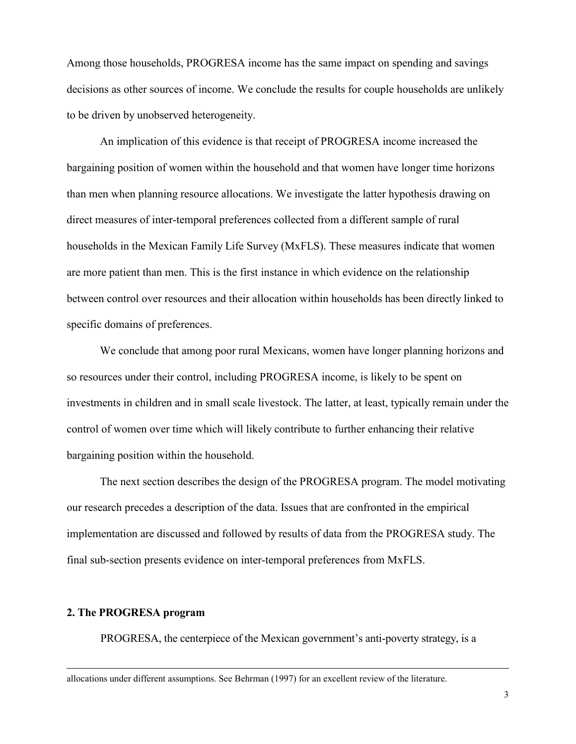Among those households, PROGRESA income has the same impact on spending and savings decisions as other sources of income. We conclude the results for couple households are unlikely to be driven by unobserved heterogeneity.

An implication of this evidence is that receipt of PROGRESA income increased the bargaining position of women within the household and that women have longer time horizons than men when planning resource allocations. We investigate the latter hypothesis drawing on direct measures of inter-temporal preferences collected from a different sample of rural households in the Mexican Family Life Survey (MxFLS). These measures indicate that women are more patient than men. This is the first instance in which evidence on the relationship between control over resources and their allocation within households has been directly linked to specific domains of preferences.

We conclude that among poor rural Mexicans, women have longer planning horizons and so resources under their control, including PROGRESA income, is likely to be spent on investments in children and in small scale livestock. The latter, at least, typically remain under the control of women over time which will likely contribute to further enhancing their relative bargaining position within the household.

The next section describes the design of the PROGRESA program. The model motivating our research precedes a description of the data. Issues that are confronted in the empirical implementation are discussed and followed by results of data from the PROGRESA study. The final sub-section presents evidence on inter-temporal preferences from MxFLS.

## 2. The PROGRESA program

PROGRESA, the centerpiece of the Mexican government's anti-poverty strategy, is a

---

allocations under different assumptions. See Behrman (1997) for an excellent review of the literature.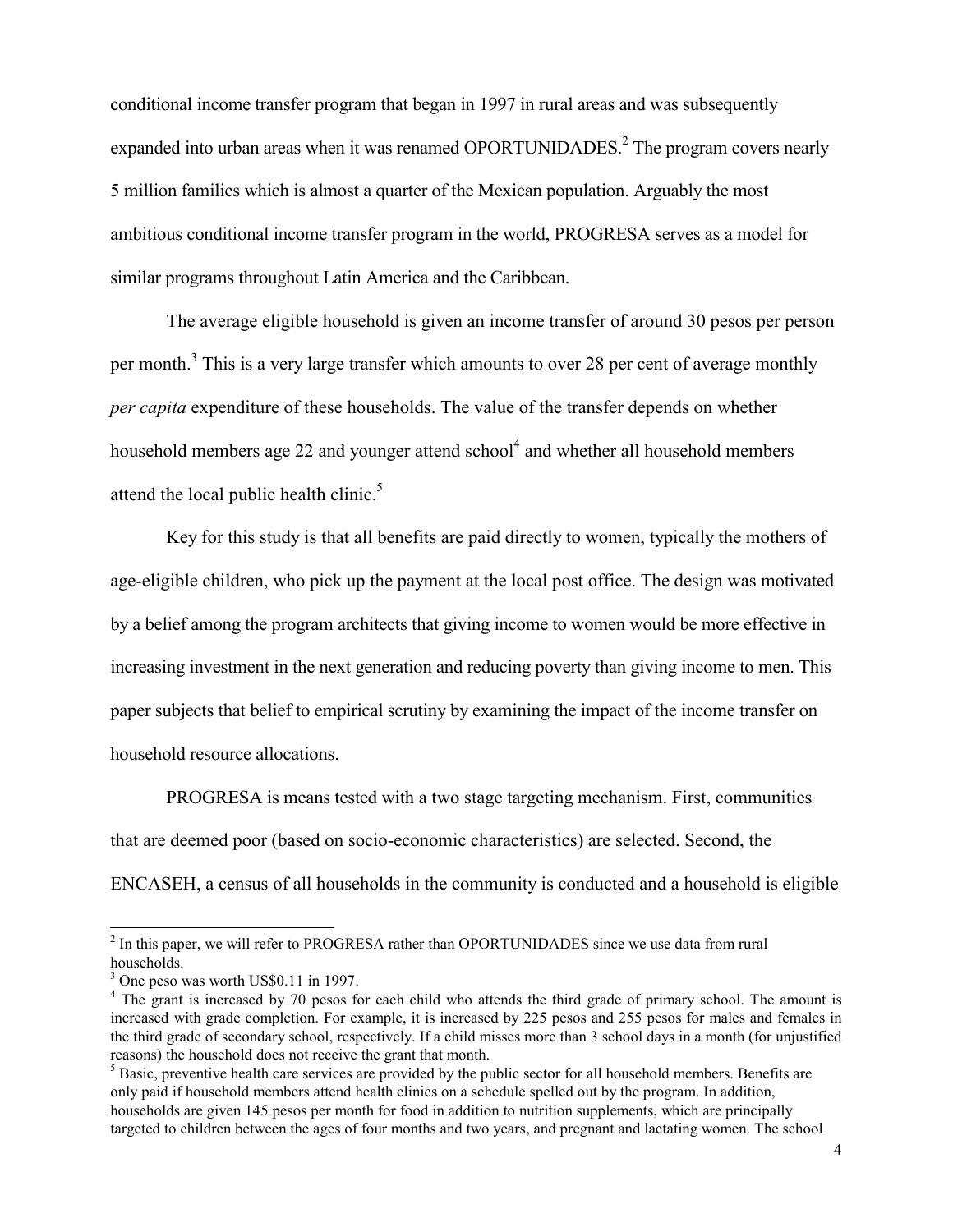conditional income transfer program that began in 1997 in rural areas and was subsequently expanded into urban areas when it was renamed OPORTUNIDADES.[2] The program covers nearly 5 million families which is almost a quarter of the Mexican population. Arguably the most ambitious conditional income transfer program in the world, PROGRESA serves as a model for similar programs throughout Latin America and the Caribbean.

The average eligible household is given an income transfer of around 30 pesos per person per month.[3] This is a very large transfer which amounts to over 28 per cent of average monthly *per capita* expenditure of these households. The value of the transfer depends on whether household members age 22 and younger attend school[4] and whether all household members attend the local public health clinic.[5]

Key for this study is that all benefits are paid directly to women, typically the mothers of age-eligible children, who pick up the payment at the local post office. The design was motivated by a belief among the program architects that giving income to women would be more effective in increasing investment in the next generation and reducing poverty than giving income to men. This paper subjects that belief to empirical scrutiny by examining the impact of the income transfer on household resource allocations.

PROGRESA is means tested with a two stage targeting mechanism. First, communities that are deemed poor (based on socio-economic characteristics) are selected. Second, the ENCASEH, a census of all households in the community is conducted and a household is eligible

---

[2] In this paper, we will refer to PROGRESA rather than OPORTUNIDADES since we use data from rural households.

[3] One peso was worth US$0.11 in 1997.

[4] The grant is increased by 70 pesos for each child who attends the third grade of primary school. The amount is increased with grade completion. For example, it is increased by 225 pesos and 255 pesos for males and females in the third grade of secondary school, respectively. If a child misses more than 3 school days in a month (for unjustified reasons) the household does not receive the grant that month.

[5] Basic, preventive health care services are provided by the public sector for all household members. Benefits are only paid if household members attend health clinics on a schedule spelled out by the program. In addition, households are given 145 pesos per month for food in addition to nutrition supplements, which are principally targeted to children between the ages of four months and two years, and pregnant and lactating women. The school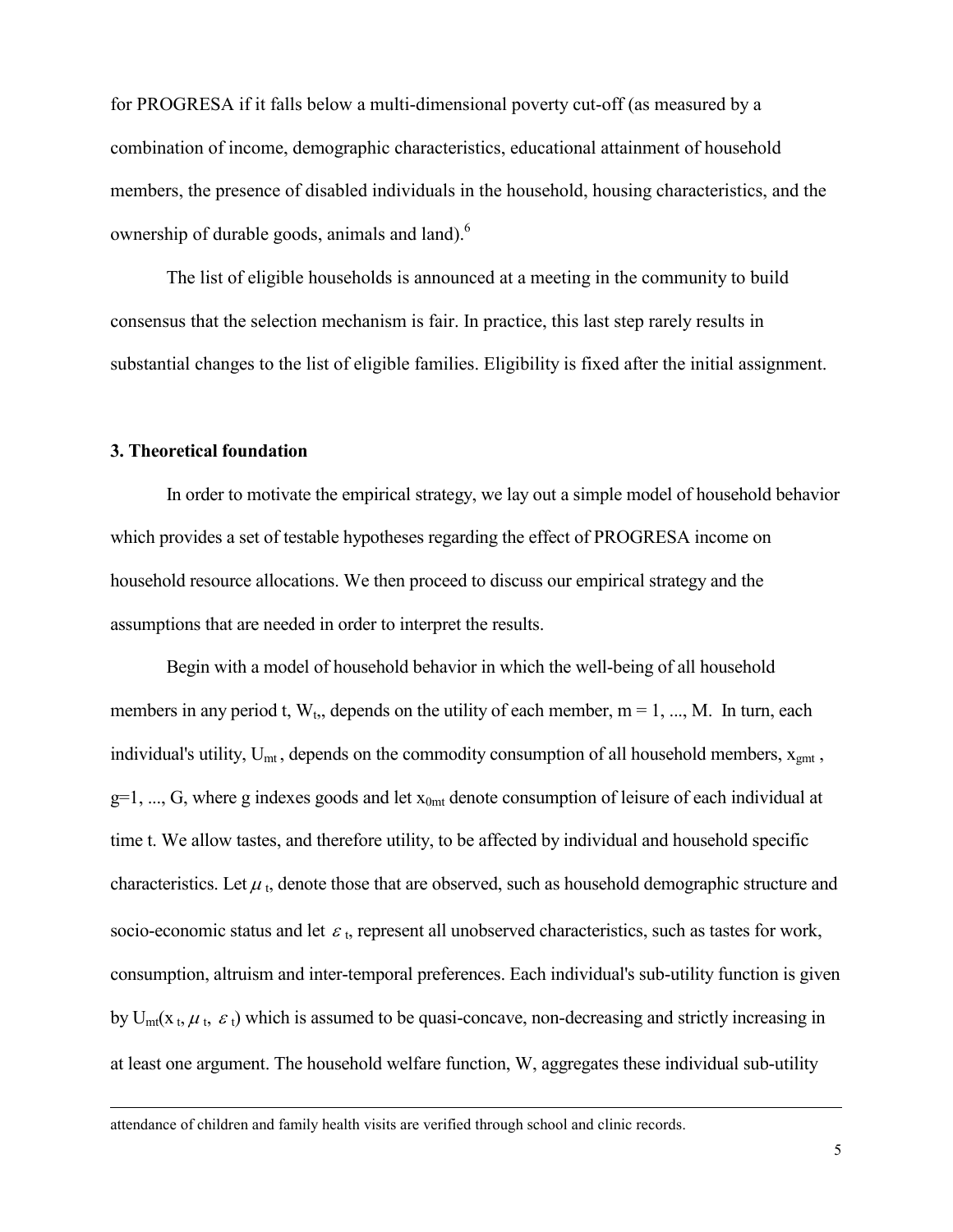for PROGRESA if it falls below a multi-dimensional poverty cut-off (as measured by a combination of income, demographic characteristics, educational attainment of household members, the presence of disabled individuals in the household, housing characteristics, and the ownership of durable goods, animals and land).[6]

The list of eligible households is announced at a meeting in the community to build consensus that the selection mechanism is fair. In practice, this last step rarely results in substantial changes to the list of eligible families. Eligibility is fixed after the initial assignment.

### 3. Theoretical foundation

In order to motivate the empirical strategy, we lay out a simple model of household behavior which provides a set of testable hypotheses regarding the effect of PROGRESA income on household resource allocations. We then proceed to discuss our empirical strategy and the assumptions that are needed in order to interpret the results.

Begin with a model of household behavior in which the well-being of all household members in any period t, $W_t$, depends on the utility of each member, m = 1, ..., M. In turn, each individual's utility, $U_{mt}$, depends on the commodity consumption of all household members, $x_{gmt}$, g=1, ..., G, where g indexes goods and let $x_{0mt}$ denote consumption of leisure of each individual at time t. We allow tastes, and therefore utility, to be affected by individual and household specific characteristics. Let $\mu_t$, denote those that are observed, such as household demographic structure and socio-economic status and let $\varepsilon_t$, represent all unobserved characteristics, such as tastes for work, consumption, altruism and inter-temporal preferences. Each individual's sub-utility function is given by $U_{mt}(x_t, \mu_t, \varepsilon_t)$ which is assumed to be quasi-concave, non-decreasing and strictly increasing in at least one argument. The household welfare function, W, aggregates these individual sub-utility

attendance of children and family health visits are verified through school and clinic records.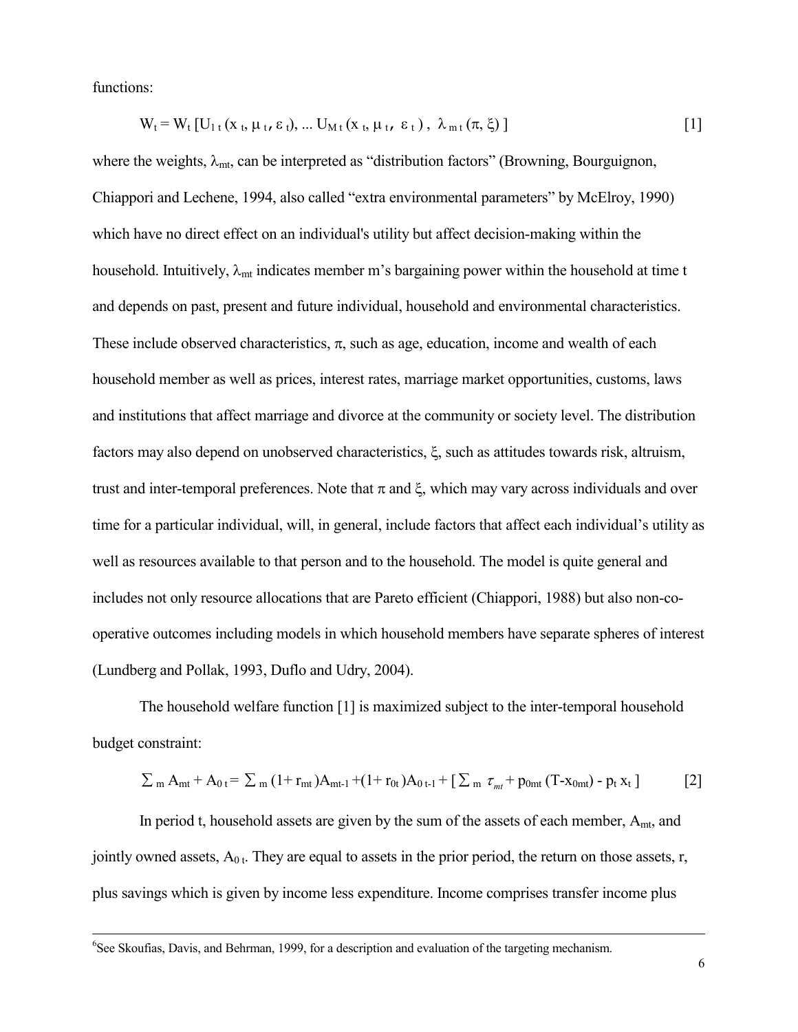functions:

$$W_t = W_t \left[ U_{1t}(x_t, \mu_t, \varepsilon_t), \ldots U_{Mt}(x_t, \mu_t, \varepsilon_t),\ \lambda_{mt}(\pi, \xi) \right] \quad [1]$$

where the weights, $\lambda_{mt}$, can be interpreted as "distribution factors" (Browning, Bourguignon, Chiappori and Lechene, 1994, also called "extra environmental parameters" by McElroy, 1990) which have no direct effect on an individual's utility but affect decision-making within the household. Intuitively, $\lambda_{mt}$ indicates member m's bargaining power within the household at time t and depends on past, present and future individual, household and environmental characteristics. These include observed characteristics, $\pi$, such as age, education, income and wealth of each household member as well as prices, interest rates, marriage market opportunities, customs, laws and institutions that affect marriage and divorce at the community or society level. The distribution factors may also depend on unobserved characteristics, $\xi$, such as attitudes towards risk, altruism, trust and inter-temporal preferences. Note that $\pi$ and $\xi$, which may vary across individuals and over time for a particular individual, will, in general, include factors that affect each individual's utility as well as resources available to that person and to the household. The model is quite general and includes not only resource allocations that are Pareto efficient (Chiappori, 1988) but also non-co-operative outcomes including models in which household members have separate spheres of interest (Lundberg and Pollak, 1993, Duflo and Udry, 2004).

The household welfare function [1] is maximized subject to the inter-temporal household budget constraint:

$$\sum_m A_{mt} + A_{0t} = \sum_m (1+r_{mt})A_{mt-1} + (1+r_{0t})A_{0t-1} + \left[ \sum_m \tau_{mt} + p_{0mt}(T - x_{0mt}) - p_t x_t \right] \quad [2]$$

In period t, household assets are given by the sum of the assets of each member, $A_{mt}$, and jointly owned assets, $A_{0t}$. They are equal to assets in the prior period, the return on those assets, r, plus savings which is given by income less expenditure. Income comprises transfer income plus

[6] See Skoufias, Davis, and Behrman, 1999, for a description and evaluation of the targeting mechanism.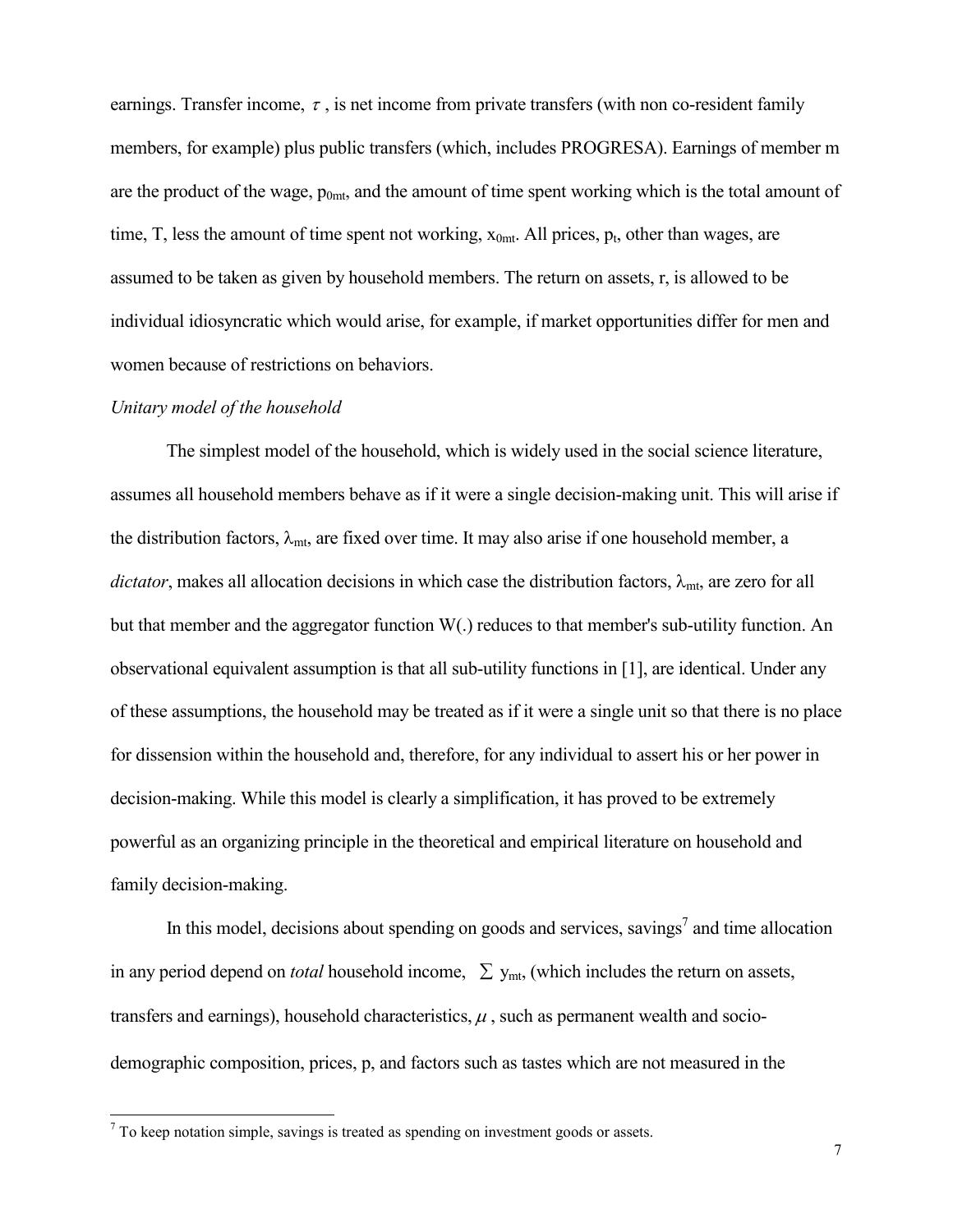earnings. Transfer income, $\tau$ , is net income from private transfers (with non co-resident family members, for example) plus public transfers (which, includes PROGRESA). Earnings of member m are the product of the wage, $p_{0mt}$, and the amount of time spent working which is the total amount of time, T, less the amount of time spent not working, $x_{0mt}$. All prices, $p_t$, other than wages, are assumed to be taken as given by household members. The return on assets, r, is allowed to be individual idiosyncratic which would arise, for example, if market opportunities differ for men and women because of restrictions on behaviors.

*Unitary model of the household*

The simplest model of the household, which is widely used in the social science literature, assumes all household members behave as if it were a single decision-making unit. This will arise if the distribution factors, $\lambda_{mt}$, are fixed over time. It may also arise if one household member, a *dictator*, makes all allocation decisions in which case the distribution factors, $\lambda_{mt}$, are zero for all but that member and the aggregator function W(.) reduces to that member's sub-utility function. An observational equivalent assumption is that all sub-utility functions in [1], are identical. Under any of these assumptions, the household may be treated as if it were a single unit so that there is no place for dissension within the household and, therefore, for any individual to assert his or her power in decision-making. While this model is clearly a simplification, it has proved to be extremely powerful as an organizing principle in the theoretical and empirical literature on household and family decision-making.

In this model, decisions about spending on goods and services, savings[7] and time allocation in any period depend on *total* household income, $\sum y_{mt}$, (which includes the return on assets, transfers and earnings), household characteristics, $\mu$ , such as permanent wealth and socio-demographic composition, prices, p, and factors such as tastes which are not measured in the

[7] To keep notation simple, savings is treated as spending on investment goods or assets.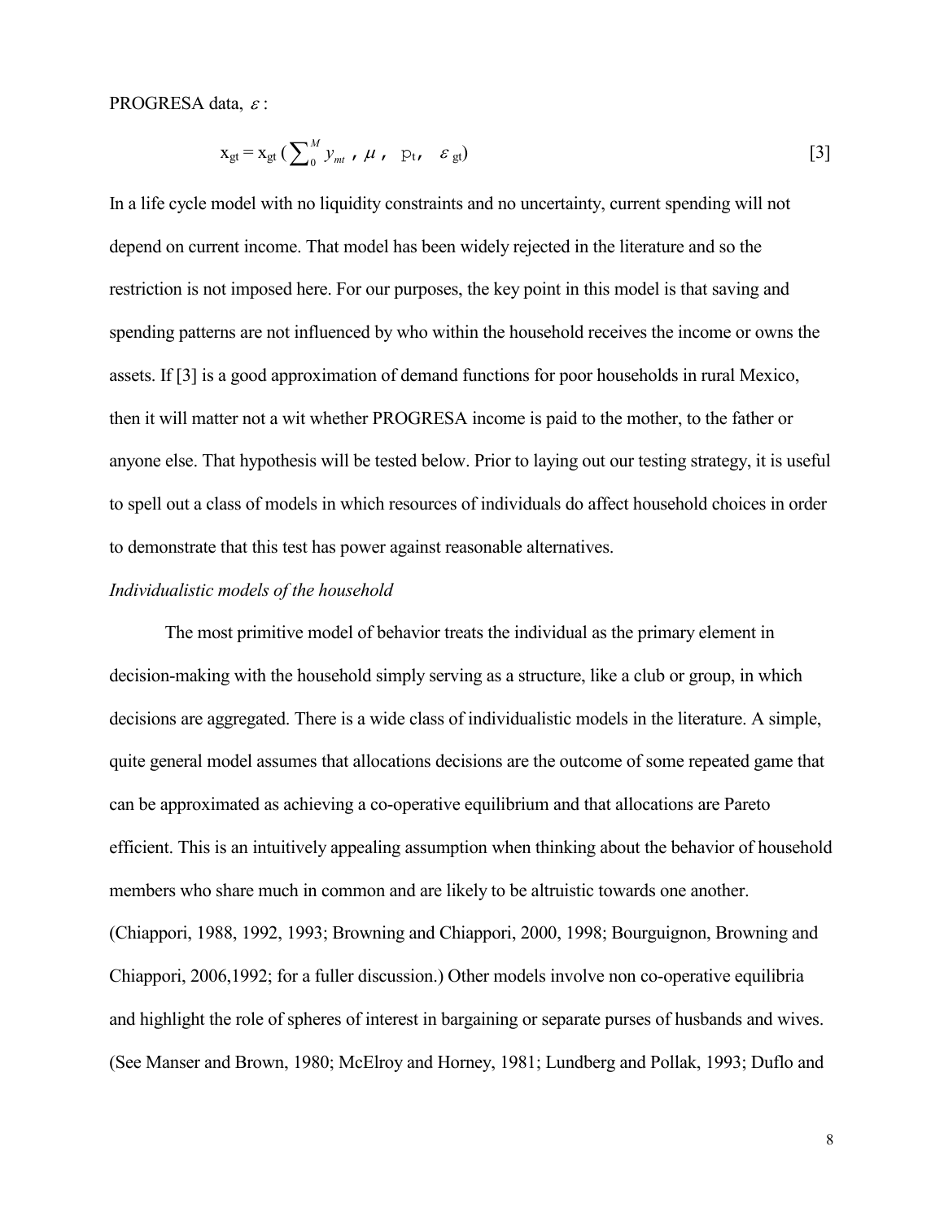PROGRESA data, $\varepsilon$ :

$$x_{gt} = x_{gt} \left( \sum_{0}^{M} y_{mt} \, , \, \mu \, , \, p_t , \, \varepsilon_{gt} \right) \qquad [3]$$

In a life cycle model with no liquidity constraints and no uncertainty, current spending will not depend on current income. That model has been widely rejected in the literature and so the restriction is not imposed here. For our purposes, the key point in this model is that saving and spending patterns are not influenced by who within the household receives the income or owns the assets. If [3] is a good approximation of demand functions for poor households in rural Mexico, then it will matter not a wit whether PROGRESA income is paid to the mother, to the father or anyone else. That hypothesis will be tested below. Prior to laying out our testing strategy, it is useful to spell out a class of models in which resources of individuals do affect household choices in order to demonstrate that this test has power against reasonable alternatives.

*Individualistic models of the household*

The most primitive model of behavior treats the individual as the primary element in decision-making with the household simply serving as a structure, like a club or group, in which decisions are aggregated. There is a wide class of individualistic models in the literature. A simple, quite general model assumes that allocations decisions are the outcome of some repeated game that can be approximated as achieving a co-operative equilibrium and that allocations are Pareto efficient. This is an intuitively appealing assumption when thinking about the behavior of household members who share much in common and are likely to be altruistic towards one another. (Chiappori, 1988, 1992, 1993; Browning and Chiappori, 2000, 1998; Bourguignon, Browning and Chiappori, 2006,1992; for a fuller discussion.) Other models involve non co-operative equilibria and highlight the role of spheres of interest in bargaining or separate purses of husbands and wives. (See Manser and Brown, 1980; McElroy and Horney, 1981; Lundberg and Pollak, 1993; Duflo and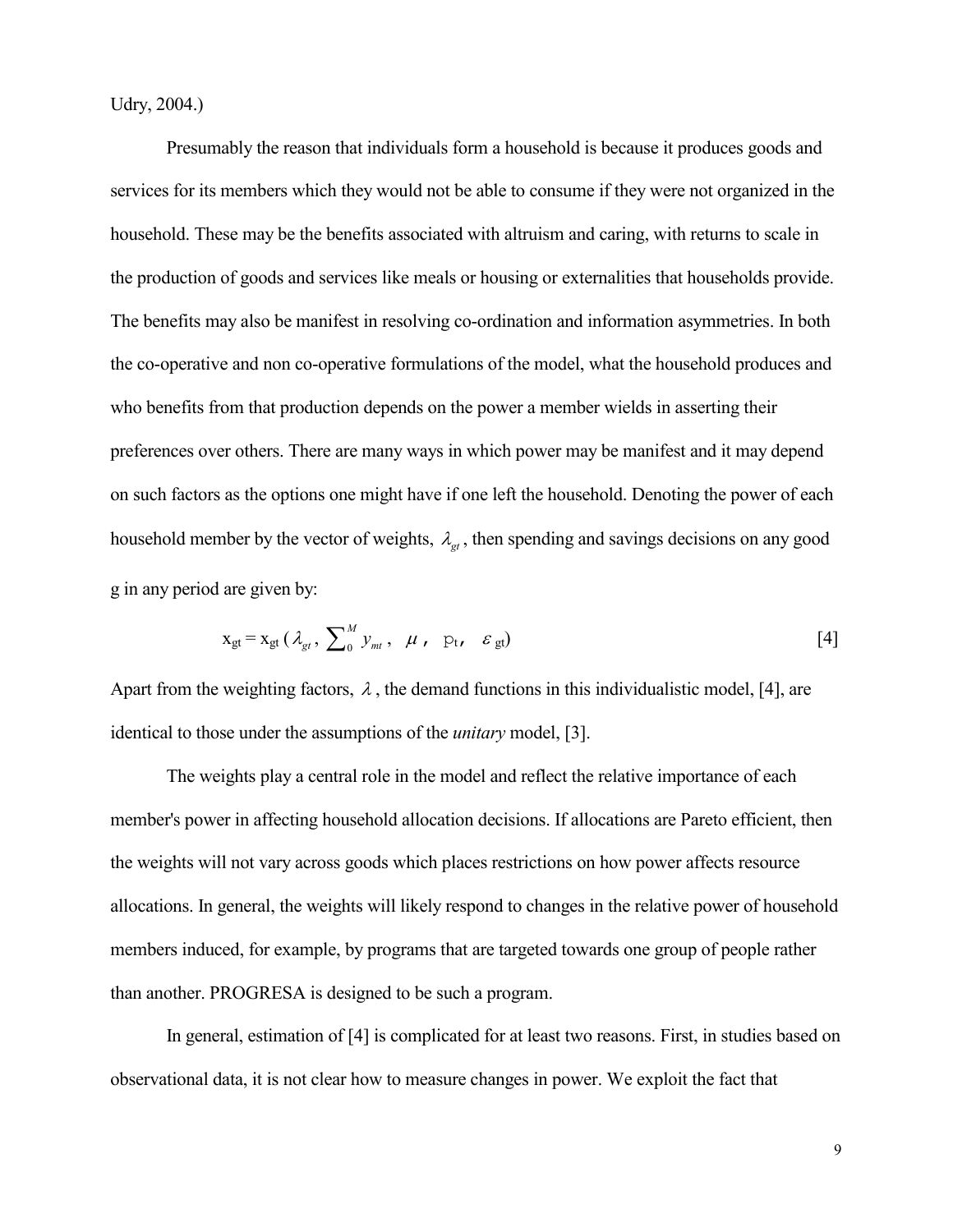Udry, 2004.)

Presumably the reason that individuals form a household is because it produces goods and services for its members which they would not be able to consume if they were not organized in the household. These may be the benefits associated with altruism and caring, with returns to scale in the production of goods and services like meals or housing or externalities that households provide. The benefits may also be manifest in resolving co-ordination and information asymmetries. In both the co-operative and non co-operative formulations of the model, what the household produces and who benefits from that production depends on the power a member wields in asserting their preferences over others. There are many ways in which power may be manifest and it may depend on such factors as the options one might have if one left the household. Denoting the power of each household member by the vector of weights, $\lambda_{gt}$, then spending and savings decisions on any good g in any period are given by:

$$x_{gt} = x_{gt}\left(\lambda_{gt},\ \sum_{0}^{M} y_{mt},\ \mu,\ p_t,\ \varepsilon_{gt}\right) \qquad [4]$$

Apart from the weighting factors, $\lambda$, the demand functions in this individualistic model, [4], are identical to those under the assumptions of the *unitary* model, [3].

The weights play a central role in the model and reflect the relative importance of each member's power in affecting household allocation decisions. If allocations are Pareto efficient, then the weights will not vary across goods which places restrictions on how power affects resource allocations. In general, the weights will likely respond to changes in the relative power of household members induced, for example, by programs that are targeted towards one group of people rather than another. PROGRESA is designed to be such a program.

In general, estimation of [4] is complicated for at least two reasons. First, in studies based on observational data, it is not clear how to measure changes in power. We exploit the fact that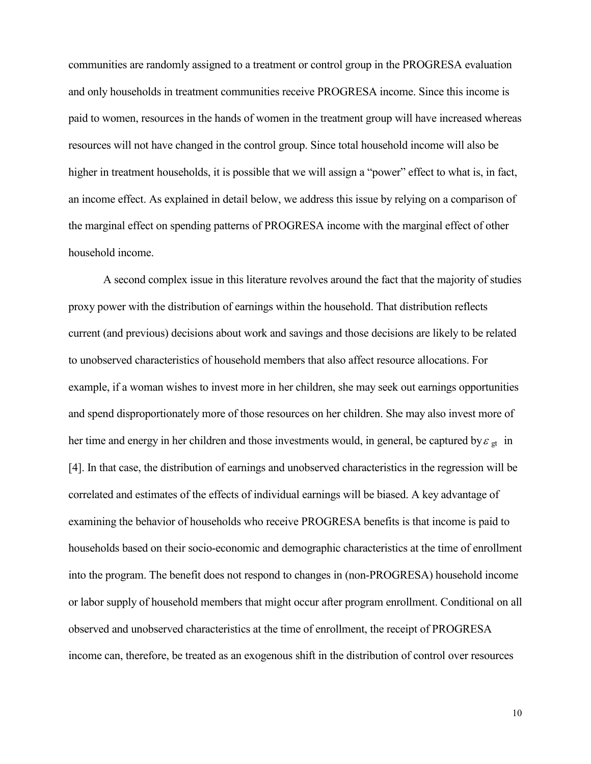communities are randomly assigned to a treatment or control group in the PROGRESA evaluation and only households in treatment communities receive PROGRESA income. Since this income is paid to women, resources in the hands of women in the treatment group will have increased whereas resources will not have changed in the control group. Since total household income will also be higher in treatment households, it is possible that we will assign a "power" effect to what is, in fact, an income effect. As explained in detail below, we address this issue by relying on a comparison of the marginal effect on spending patterns of PROGRESA income with the marginal effect of other household income.

A second complex issue in this literature revolves around the fact that the majority of studies proxy power with the distribution of earnings within the household. That distribution reflects current (and previous) decisions about work and savings and those decisions are likely to be related to unobserved characteristics of household members that also affect resource allocations. For example, if a woman wishes to invest more in her children, she may seek out earnings opportunities and spend disproportionately more of those resources on her children. She may also invest more of her time and energy in her children and those investments would, in general, be captured by $\varepsilon_{gt}$ in [4]. In that case, the distribution of earnings and unobserved characteristics in the regression will be correlated and estimates of the effects of individual earnings will be biased. A key advantage of examining the behavior of households who receive PROGRESA benefits is that income is paid to households based on their socio-economic and demographic characteristics at the time of enrollment into the program. The benefit does not respond to changes in (non-PROGRESA) household income or labor supply of household members that might occur after program enrollment. Conditional on all observed and unobserved characteristics at the time of enrollment, the receipt of PROGRESA income can, therefore, be treated as an exogenous shift in the distribution of control over resources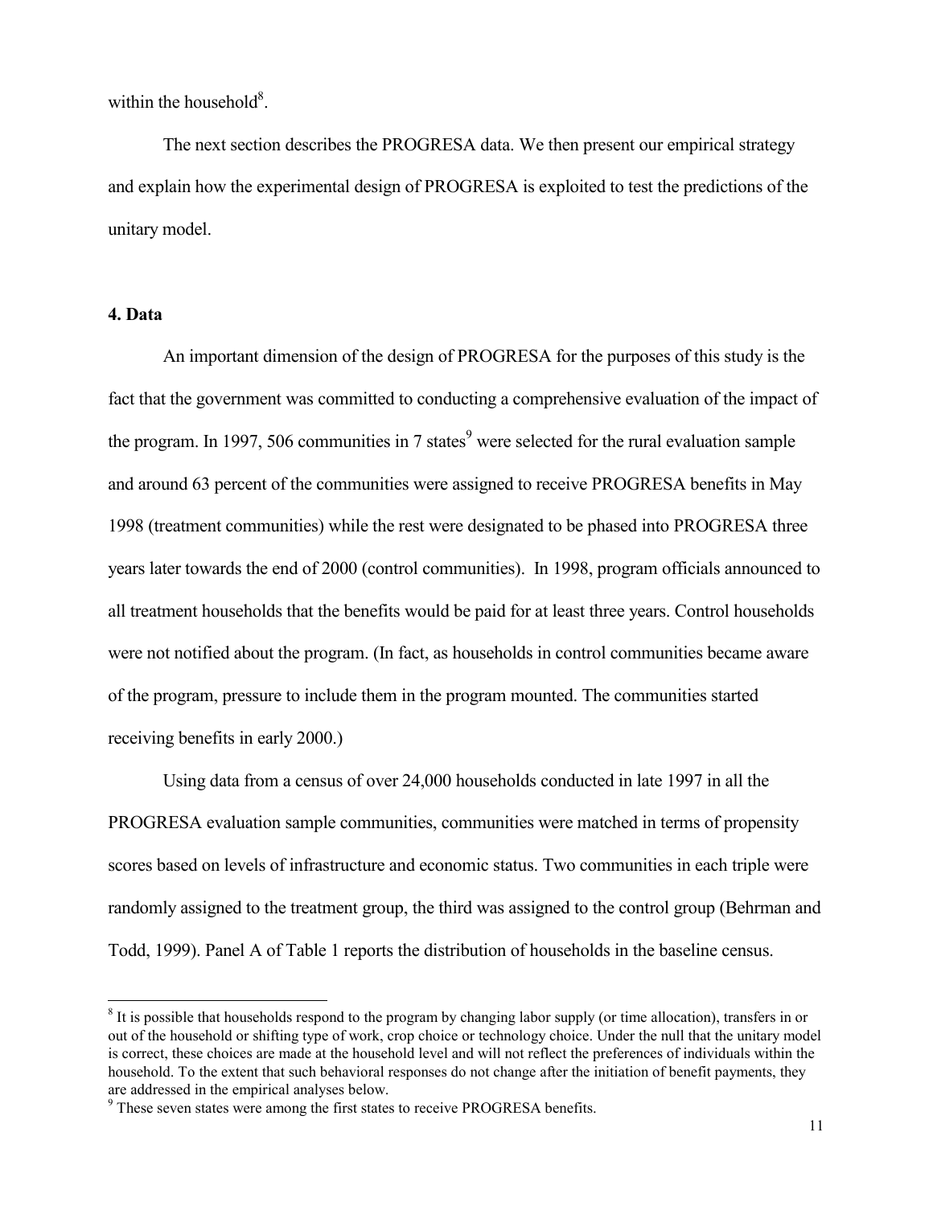within the household[8].

The next section describes the PROGRESA data. We then present our empirical strategy and explain how the experimental design of PROGRESA is exploited to test the predictions of the unitary model.

## 4. Data

An important dimension of the design of PROGRESA for the purposes of this study is the fact that the government was committed to conducting a comprehensive evaluation of the impact of the program. In 1997, 506 communities in 7 states[9] were selected for the rural evaluation sample and around 63 percent of the communities were assigned to receive PROGRESA benefits in May 1998 (treatment communities) while the rest were designated to be phased into PROGRESA three years later towards the end of 2000 (control communities). In 1998, program officials announced to all treatment households that the benefits would be paid for at least three years. Control households were not notified about the program. (In fact, as households in control communities became aware of the program, pressure to include them in the program mounted. The communities started receiving benefits in early 2000.)

Using data from a census of over 24,000 households conducted in late 1997 in all the PROGRESA evaluation sample communities, communities were matched in terms of propensity scores based on levels of infrastructure and economic status. Two communities in each triple were randomly assigned to the treatment group, the third was assigned to the control group (Behrman and Todd, 1999). Panel A of Table 1 reports the distribution of households in the baseline census.

---

[8] It is possible that households respond to the program by changing labor supply (or time allocation), transfers in or out of the household or shifting type of work, crop choice or technology choice. Under the null that the unitary model is correct, these choices are made at the household level and will not reflect the preferences of individuals within the household. To the extent that such behavioral responses do not change after the initiation of benefit payments, they are addressed in the empirical analyses below.

[9] These seven states were among the first states to receive PROGRESA benefits.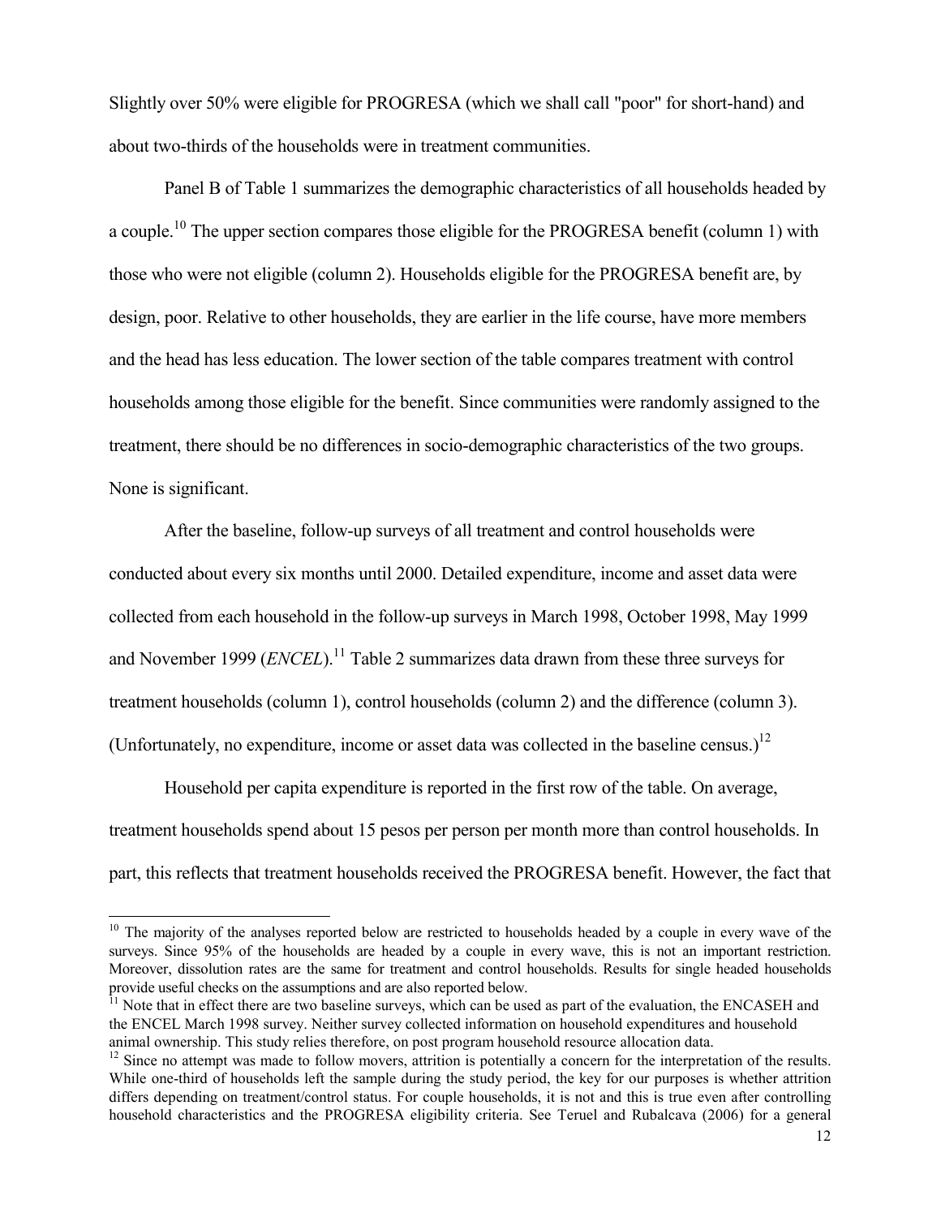Slightly over 50% were eligible for PROGRESA (which we shall call "poor" for short-hand) and about two-thirds of the households were in treatment communities.

Panel B of Table 1 summarizes the demographic characteristics of all households headed by a couple.[10] The upper section compares those eligible for the PROGRESA benefit (column 1) with those who were not eligible (column 2). Households eligible for the PROGRESA benefit are, by design, poor. Relative to other households, they are earlier in the life course, have more members and the head has less education. The lower section of the table compares treatment with control households among those eligible for the benefit. Since communities were randomly assigned to the treatment, there should be no differences in socio-demographic characteristics of the two groups. None is significant.

After the baseline, follow-up surveys of all treatment and control households were conducted about every six months until 2000. Detailed expenditure, income and asset data were collected from each household in the follow-up surveys in March 1998, October 1998, May 1999 and November 1999 (*ENCEL*).[11] Table 2 summarizes data drawn from these three surveys for treatment households (column 1), control households (column 2) and the difference (column 3). (Unfortunately, no expenditure, income or asset data was collected in the baseline census.)[12]

Household per capita expenditure is reported in the first row of the table. On average, treatment households spend about 15 pesos per person per month more than control households. In part, this reflects that treatment households received the PROGRESA benefit. However, the fact that

---

[10] The majority of the analyses reported below are restricted to households headed by a couple in every wave of the surveys. Since 95% of the households are headed by a couple in every wave, this is not an important restriction. Moreover, dissolution rates are the same for treatment and control households. Results for single headed households provide useful checks on the assumptions and are also reported below.

[11] Note that in effect there are two baseline surveys, which can be used as part of the evaluation, the ENCASEH and the ENCEL March 1998 survey. Neither survey collected information on household expenditures and household animal ownership. This study relies therefore, on post program household resource allocation data.

[12] Since no attempt was made to follow movers, attrition is potentially a concern for the interpretation of the results. While one-third of households left the sample during the study period, the key for our purposes is whether attrition differs depending on treatment/control status. For couple households, it is not and this is true even after controlling household characteristics and the PROGRESA eligibility criteria. See Teruel and Rubalcava (2006) for a general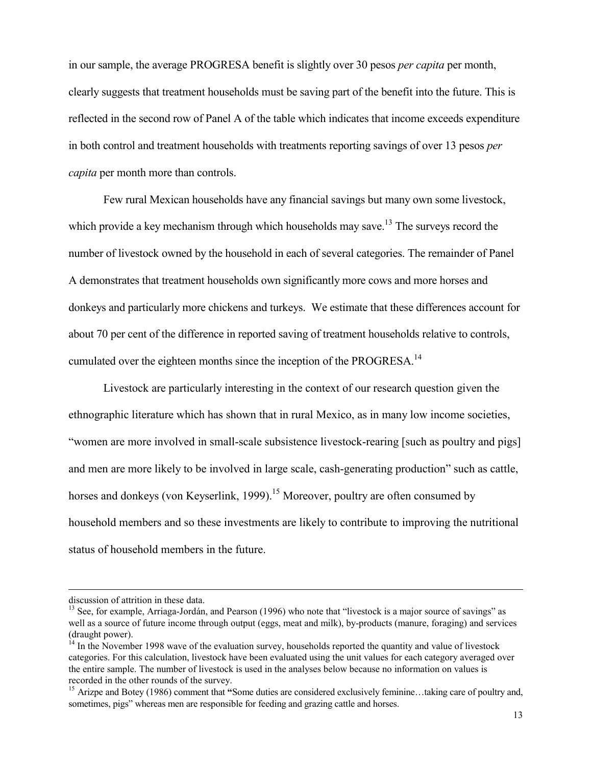in our sample, the average PROGRESA benefit is slightly over 30 pesos *per capita* per month, clearly suggests that treatment households must be saving part of the benefit into the future. This is reflected in the second row of Panel A of the table which indicates that income exceeds expenditure in both control and treatment households with treatments reporting savings of over 13 pesos *per capita* per month more than controls.

Few rural Mexican households have any financial savings but many own some livestock, which provide a key mechanism through which households may save.[13] The surveys record the number of livestock owned by the household in each of several categories. The remainder of Panel A demonstrates that treatment households own significantly more cows and more horses and donkeys and particularly more chickens and turkeys. We estimate that these differences account for about 70 per cent of the difference in reported saving of treatment households relative to controls, cumulated over the eighteen months since the inception of the PROGRESA.[14]

Livestock are particularly interesting in the context of our research question given the ethnographic literature which has shown that in rural Mexico, as in many low income societies, "women are more involved in small-scale subsistence livestock-rearing [such as poultry and pigs] and men are more likely to be involved in large scale, cash-generating production" such as cattle, horses and donkeys (von Keyserlink, 1999).[15] Moreover, poultry are often consumed by household members and so these investments are likely to contribute to improving the nutritional status of household members in the future.

---

discussion of attrition in these data.

[13] See, for example, Arriaga-Jordán, and Pearson (1996) who note that "livestock is a major source of savings" as well as a source of future income through output (eggs, meat and milk), by-products (manure, foraging) and services (draught power).

[14] In the November 1998 wave of the evaluation survey, households reported the quantity and value of livestock categories. For this calculation, livestock have been evaluated using the unit values for each category averaged over the entire sample. The number of livestock is used in the analyses below because no information on values is recorded in the other rounds of the survey.

[15] Arizpe and Botey (1986) comment that **"**Some duties are considered exclusively feminine…taking care of poultry and, sometimes, pigs" whereas men are responsible for feeding and grazing cattle and horses.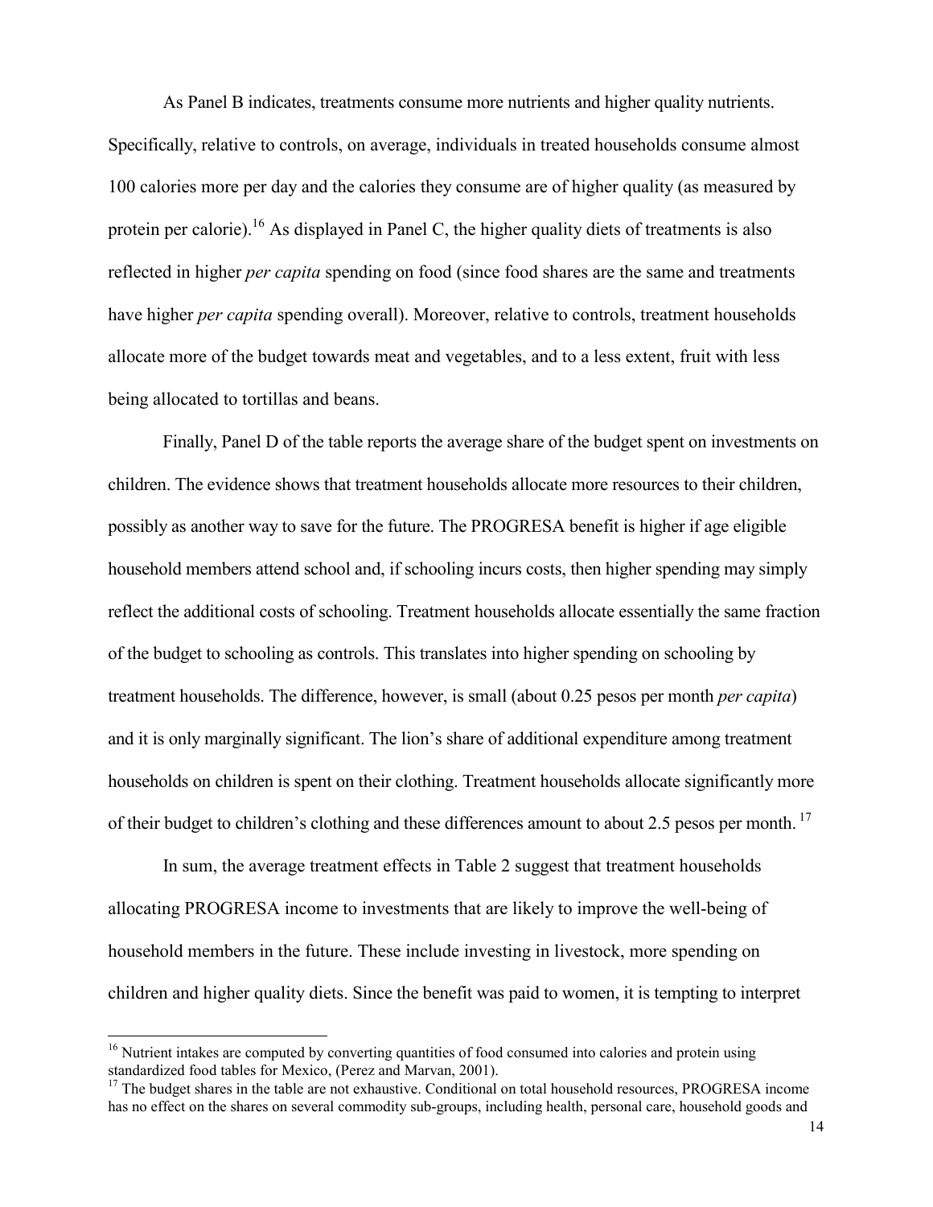As Panel B indicates, treatments consume more nutrients and higher quality nutrients. Specifically, relative to controls, on average, individuals in treated households consume almost 100 calories more per day and the calories they consume are of higher quality (as measured by protein per calorie).[16] As displayed in Panel C, the higher quality diets of treatments is also reflected in higher *per capita* spending on food (since food shares are the same and treatments have higher *per capita* spending overall). Moreover, relative to controls, treatment households allocate more of the budget towards meat and vegetables, and to a less extent, fruit with less being allocated to tortillas and beans.

Finally, Panel D of the table reports the average share of the budget spent on investments on children. The evidence shows that treatment households allocate more resources to their children, possibly as another way to save for the future. The PROGRESA benefit is higher if age eligible household members attend school and, if schooling incurs costs, then higher spending may simply reflect the additional costs of schooling. Treatment households allocate essentially the same fraction of the budget to schooling as controls. This translates into higher spending on schooling by treatment households. The difference, however, is small (about 0.25 pesos per month *per capita*) and it is only marginally significant. The lion's share of additional expenditure among treatment households on children is spent on their clothing. Treatment households allocate significantly more of their budget to children's clothing and these differences amount to about 2.5 pesos per month.[17]

In sum, the average treatment effects in Table 2 suggest that treatment households allocating PROGRESA income to investments that are likely to improve the well-being of household members in the future. These include investing in livestock, more spending on children and higher quality diets. Since the benefit was paid to women, it is tempting to interpret

[16] Nutrient intakes are computed by converting quantities of food consumed into calories and protein using standardized food tables for Mexico, (Perez and Marvan, 2001).

[17] The budget shares in the table are not exhaustive. Conditional on total household resources, PROGRESA income has no effect on the shares on several commodity sub-groups, including health, personal care, household goods and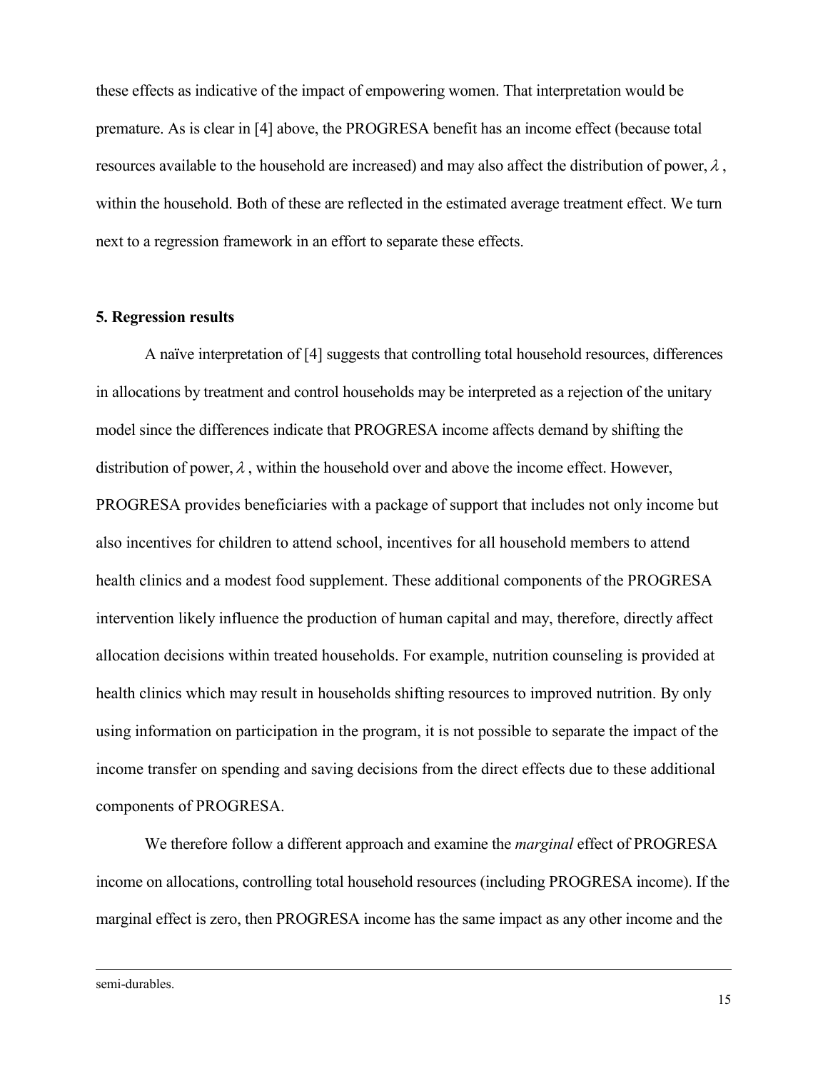these effects as indicative of the impact of empowering women. That interpretation would be premature. As is clear in [4] above, the PROGRESA benefit has an income effect (because total resources available to the household are increased) and may also affect the distribution of power, $\lambda$, within the household. Both of these are reflected in the estimated average treatment effect. We turn next to a regression framework in an effort to separate these effects.

## 5. Regression results

A naïve interpretation of [4] suggests that controlling total household resources, differences in allocations by treatment and control households may be interpreted as a rejection of the unitary model since the differences indicate that PROGRESA income affects demand by shifting the distribution of power, $\lambda$, within the household over and above the income effect. However, PROGRESA provides beneficiaries with a package of support that includes not only income but also incentives for children to attend school, incentives for all household members to attend health clinics and a modest food supplement. These additional components of the PROGRESA intervention likely influence the production of human capital and may, therefore, directly affect allocation decisions within treated households. For example, nutrition counseling is provided at health clinics which may result in households shifting resources to improved nutrition. By only using information on participation in the program, it is not possible to separate the impact of the income transfer on spending and saving decisions from the direct effects due to these additional components of PROGRESA.

We therefore follow a different approach and examine the *marginal* effect of PROGRESA income on allocations, controlling total household resources (including PROGRESA income). If the marginal effect is zero, then PROGRESA income has the same impact as any other income and the

semi-durables.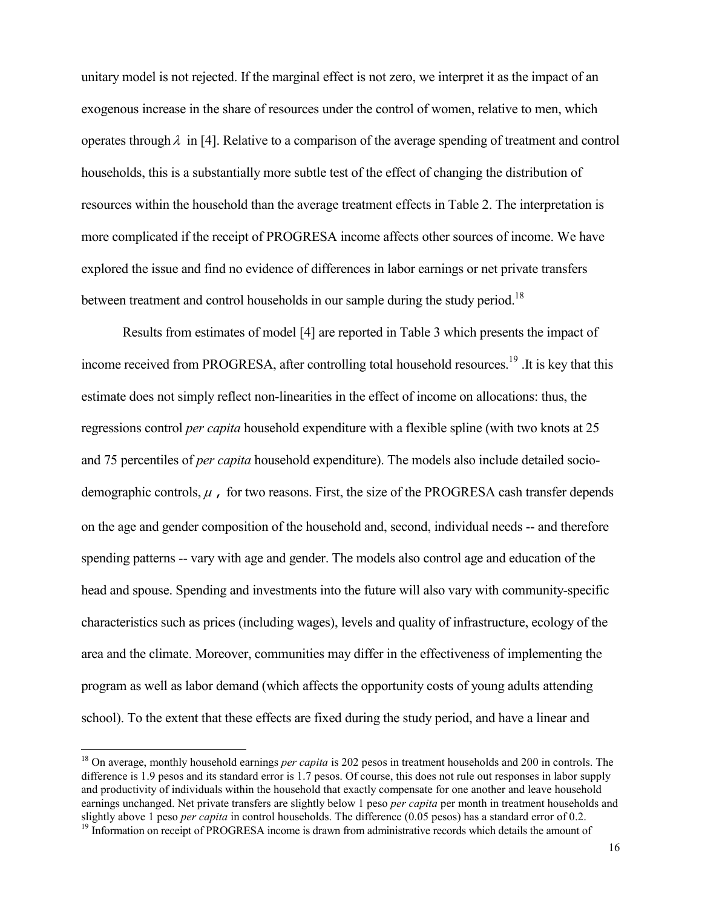unitary model is not rejected. If the marginal effect is not zero, we interpret it as the impact of an exogenous increase in the share of resources under the control of women, relative to men, which operates through $\lambda$ in [4]. Relative to a comparison of the average spending of treatment and control households, this is a substantially more subtle test of the effect of changing the distribution of resources within the household than the average treatment effects in Table 2. The interpretation is more complicated if the receipt of PROGRESA income affects other sources of income. We have explored the issue and find no evidence of differences in labor earnings or net private transfers between treatment and control households in our sample during the study period.[18]

Results from estimates of model [4] are reported in Table 3 which presents the impact of income received from PROGRESA, after controlling total household resources.[19] .It is key that this estimate does not simply reflect non-linearities in the effect of income on allocations: thus, the regressions control *per capita* household expenditure with a flexible spline (with two knots at 25 and 75 percentiles of *per capita* household expenditure). The models also include detailed socio-demographic controls, $\mu$ , for two reasons. First, the size of the PROGRESA cash transfer depends on the age and gender composition of the household and, second, individual needs -- and therefore spending patterns -- vary with age and gender. The models also control age and education of the head and spouse. Spending and investments into the future will also vary with community-specific characteristics such as prices (including wages), levels and quality of infrastructure, ecology of the area and the climate. Moreover, communities may differ in the effectiveness of implementing the program as well as labor demand (which affects the opportunity costs of young adults attending school). To the extent that these effects are fixed during the study period, and have a linear and

---

[18] On average, monthly household earnings *per capita* is 202 pesos in treatment households and 200 in controls. The difference is 1.9 pesos and its standard error is 1.7 pesos. Of course, this does not rule out responses in labor supply and productivity of individuals within the household that exactly compensate for one another and leave household earnings unchanged. Net private transfers are slightly below 1 peso *per capita* per month in treatment households and slightly above 1 peso *per capita* in control households. The difference (0.05 pesos) has a standard error of 0.2.

[19] Information on receipt of PROGRESA income is drawn from administrative records which details the amount of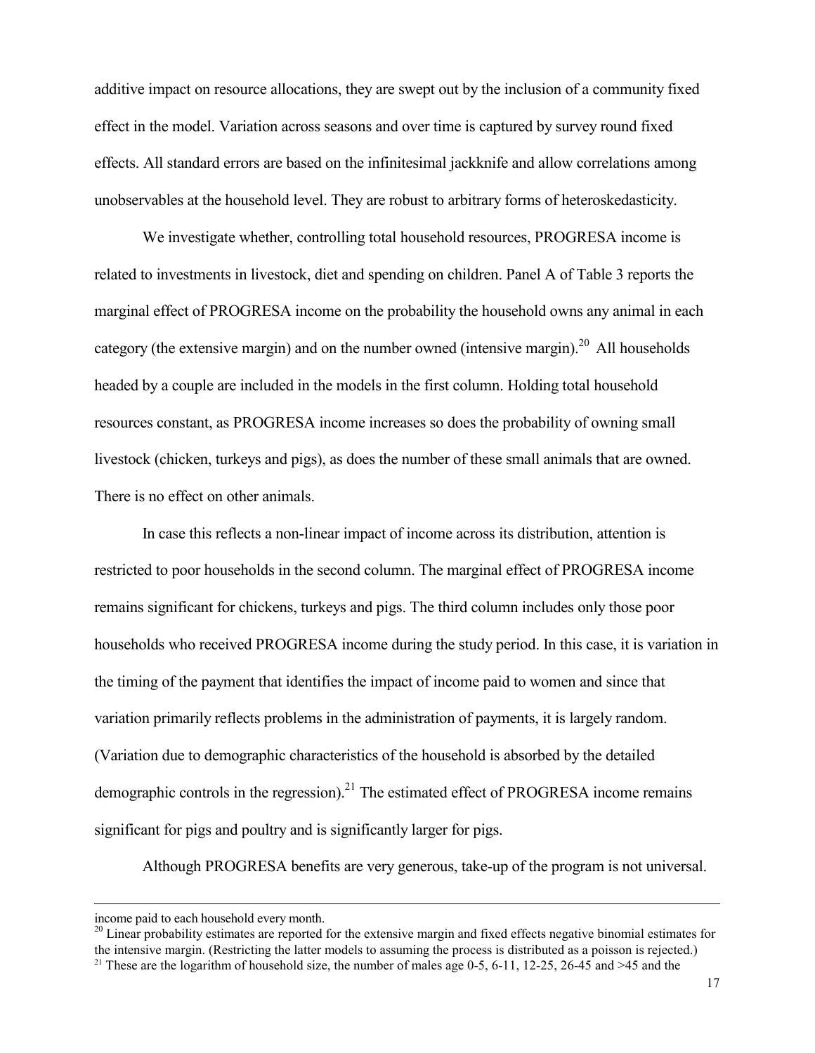additive impact on resource allocations, they are swept out by the inclusion of a community fixed effect in the model. Variation across seasons and over time is captured by survey round fixed effects. All standard errors are based on the infinitesimal jackknife and allow correlations among unobservables at the household level. They are robust to arbitrary forms of heteroskedasticity.

We investigate whether, controlling total household resources, PROGRESA income is related to investments in livestock, diet and spending on children. Panel A of Table 3 reports the marginal effect of PROGRESA income on the probability the household owns any animal in each category (the extensive margin) and on the number owned (intensive margin).[20] All households headed by a couple are included in the models in the first column. Holding total household resources constant, as PROGRESA income increases so does the probability of owning small livestock (chicken, turkeys and pigs), as does the number of these small animals that are owned. There is no effect on other animals.

In case this reflects a non-linear impact of income across its distribution, attention is restricted to poor households in the second column. The marginal effect of PROGRESA income remains significant for chickens, turkeys and pigs. The third column includes only those poor households who received PROGRESA income during the study period. In this case, it is variation in the timing of the payment that identifies the impact of income paid to women and since that variation primarily reflects problems in the administration of payments, it is largely random. (Variation due to demographic characteristics of the household is absorbed by the detailed demographic controls in the regression).[21] The estimated effect of PROGRESA income remains significant for pigs and poultry and is significantly larger for pigs.

Although PROGRESA benefits are very generous, take-up of the program is not universal.

---

income paid to each household every month.

[20] Linear probability estimates are reported for the extensive margin and fixed effects negative binomial estimates for the intensive margin. (Restricting the latter models to assuming the process is distributed as a poisson is rejected.)

[21] These are the logarithm of household size, the number of males age 0-5, 6-11, 12-25, 26-45 and >45 and the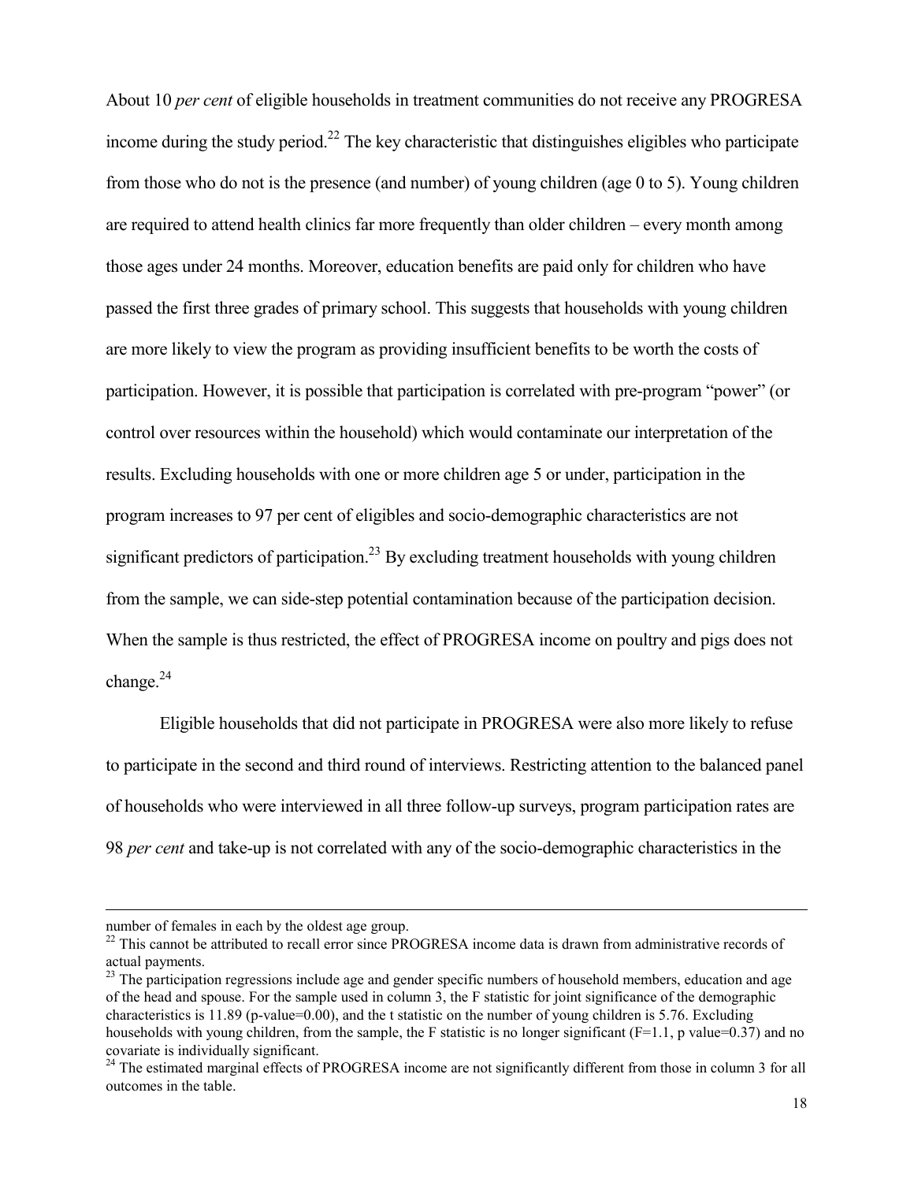About 10 *per cent* of eligible households in treatment communities do not receive any PROGRESA income during the study period.[22] The key characteristic that distinguishes eligibles who participate from those who do not is the presence (and number) of young children (age 0 to 5). Young children are required to attend health clinics far more frequently than older children – every month among those ages under 24 months. Moreover, education benefits are paid only for children who have passed the first three grades of primary school. This suggests that households with young children are more likely to view the program as providing insufficient benefits to be worth the costs of participation. However, it is possible that participation is correlated with pre-program "power" (or control over resources within the household) which would contaminate our interpretation of the results. Excluding households with one or more children age 5 or under, participation in the program increases to 97 per cent of eligibles and socio-demographic characteristics are not significant predictors of participation.[23] By excluding treatment households with young children from the sample, we can side-step potential contamination because of the participation decision. When the sample is thus restricted, the effect of PROGRESA income on poultry and pigs does not change.[24]

Eligible households that did not participate in PROGRESA were also more likely to refuse to participate in the second and third round of interviews. Restricting attention to the balanced panel of households who were interviewed in all three follow-up surveys, program participation rates are 98 *per cent* and take-up is not correlated with any of the socio-demographic characteristics in the

---

number of females in each by the oldest age group.

[22] This cannot be attributed to recall error since PROGRESA income data is drawn from administrative records of actual payments.

[23] The participation regressions include age and gender specific numbers of household members, education and age of the head and spouse. For the sample used in column 3, the F statistic for joint significance of the demographic characteristics is 11.89 (p-value=0.00), and the t statistic on the number of young children is 5.76. Excluding households with young children, from the sample, the F statistic is no longer significant (F=1.1, p value=0.37) and no covariate is individually significant.

[24] The estimated marginal effects of PROGRESA income are not significantly different from those in column 3 for all outcomes in the table.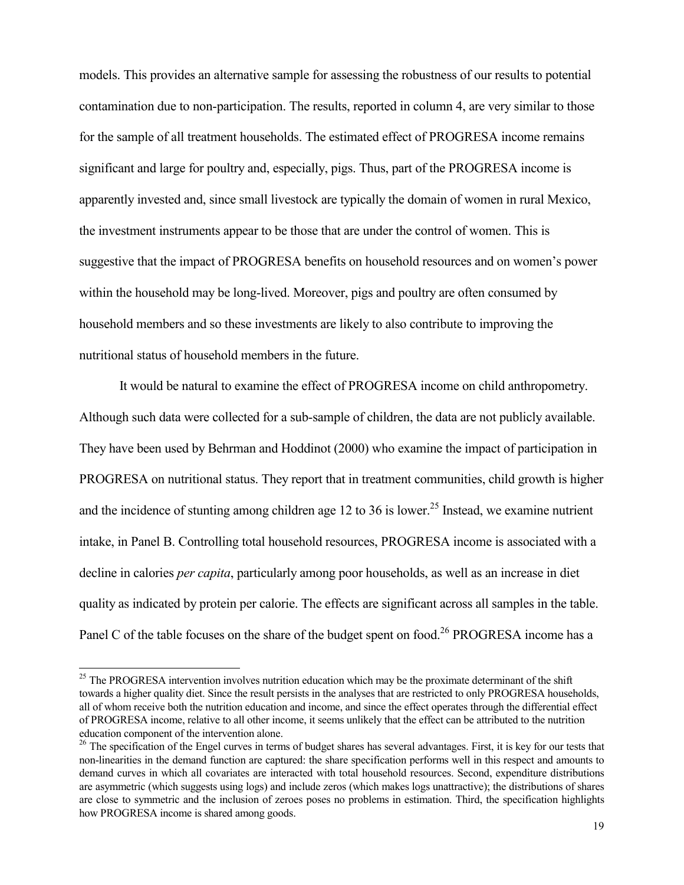models. This provides an alternative sample for assessing the robustness of our results to potential contamination due to non-participation. The results, reported in column 4, are very similar to those for the sample of all treatment households. The estimated effect of PROGRESA income remains significant and large for poultry and, especially, pigs. Thus, part of the PROGRESA income is apparently invested and, since small livestock are typically the domain of women in rural Mexico, the investment instruments appear to be those that are under the control of women. This is suggestive that the impact of PROGRESA benefits on household resources and on women's power within the household may be long-lived. Moreover, pigs and poultry are often consumed by household members and so these investments are likely to also contribute to improving the nutritional status of household members in the future.

It would be natural to examine the effect of PROGRESA income on child anthropometry. Although such data were collected for a sub-sample of children, the data are not publicly available. They have been used by Behrman and Hoddinot (2000) who examine the impact of participation in PROGRESA on nutritional status. They report that in treatment communities, child growth is higher and the incidence of stunting among children age 12 to 36 is lower.[25] Instead, we examine nutrient intake, in Panel B. Controlling total household resources, PROGRESA income is associated with a decline in calories *per capita*, particularly among poor households, as well as an increase in diet quality as indicated by protein per calorie. The effects are significant across all samples in the table. Panel C of the table focuses on the share of the budget spent on food.[26] PROGRESA income has a

[25] The PROGRESA intervention involves nutrition education which may be the proximate determinant of the shift towards a higher quality diet. Since the result persists in the analyses that are restricted to only PROGRESA households, all of whom receive both the nutrition education and income, and since the effect operates through the differential effect of PROGRESA income, relative to all other income, it seems unlikely that the effect can be attributed to the nutrition education component of the intervention alone.

[26] The specification of the Engel curves in terms of budget shares has several advantages. First, it is key for our tests that non-linearities in the demand function are captured: the share specification performs well in this respect and amounts to demand curves in which all covariates are interacted with total household resources. Second, expenditure distributions are asymmetric (which suggests using logs) and include zeros (which makes logs unattractive); the distributions of shares are close to symmetric and the inclusion of zeroes poses no problems in estimation. Third, the specification highlights how PROGRESA income is shared among goods.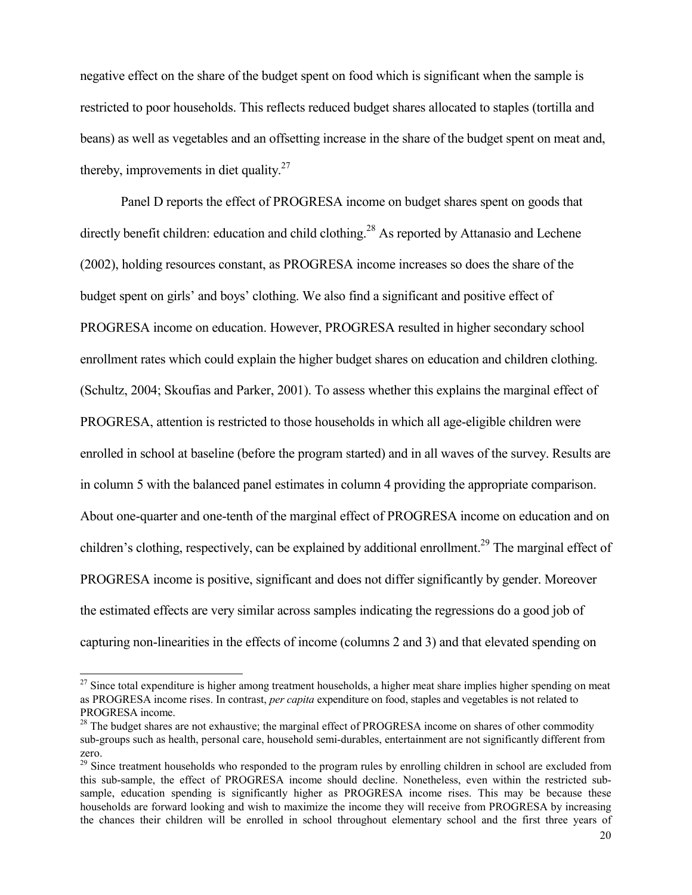negative effect on the share of the budget spent on food which is significant when the sample is restricted to poor households. This reflects reduced budget shares allocated to staples (tortilla and beans) as well as vegetables and an offsetting increase in the share of the budget spent on meat and, thereby, improvements in diet quality.[27]

Panel D reports the effect of PROGRESA income on budget shares spent on goods that directly benefit children: education and child clothing.[28] As reported by Attanasio and Lechene (2002), holding resources constant, as PROGRESA income increases so does the share of the budget spent on girls' and boys' clothing. We also find a significant and positive effect of PROGRESA income on education. However, PROGRESA resulted in higher secondary school enrollment rates which could explain the higher budget shares on education and children clothing. (Schultz, 2004; Skoufias and Parker, 2001). To assess whether this explains the marginal effect of PROGRESA, attention is restricted to those households in which all age-eligible children were enrolled in school at baseline (before the program started) and in all waves of the survey. Results are in column 5 with the balanced panel estimates in column 4 providing the appropriate comparison. About one-quarter and one-tenth of the marginal effect of PROGRESA income on education and on children's clothing, respectively, can be explained by additional enrollment.[29] The marginal effect of PROGRESA income is positive, significant and does not differ significantly by gender. Moreover the estimated effects are very similar across samples indicating the regressions do a good job of capturing non-linearities in the effects of income (columns 2 and 3) and that elevated spending on

---

[27] Since total expenditure is higher among treatment households, a higher meat share implies higher spending on meat as PROGRESA income rises. In contrast, *per capita* expenditure on food, staples and vegetables is not related to PROGRESA income.

[28] The budget shares are not exhaustive; the marginal effect of PROGRESA income on shares of other commodity sub-groups such as health, personal care, household semi-durables, entertainment are not significantly different from zero.

[29] Since treatment households who responded to the program rules by enrolling children in school are excluded from this sub-sample, the effect of PROGRESA income should decline. Nonetheless, even within the restricted sub-sample, education spending is significantly higher as PROGRESA income rises. This may be because these households are forward looking and wish to maximize the income they will receive from PROGRESA by increasing the chances their children will be enrolled in school throughout elementary school and the first three years of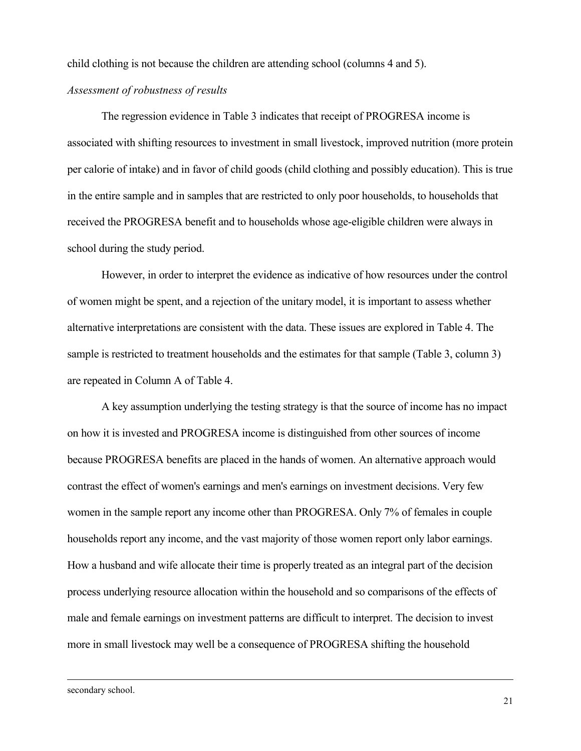child clothing is not because the children are attending school (columns 4 and 5).

*Assessment of robustness of results*

The regression evidence in Table 3 indicates that receipt of PROGRESA income is associated with shifting resources to investment in small livestock, improved nutrition (more protein per calorie of intake) and in favor of child goods (child clothing and possibly education). This is true in the entire sample and in samples that are restricted to only poor households, to households that received the PROGRESA benefit and to households whose age-eligible children were always in school during the study period.

However, in order to interpret the evidence as indicative of how resources under the control of women might be spent, and a rejection of the unitary model, it is important to assess whether alternative interpretations are consistent with the data. These issues are explored in Table 4. The sample is restricted to treatment households and the estimates for that sample (Table 3, column 3) are repeated in Column A of Table 4.

A key assumption underlying the testing strategy is that the source of income has no impact on how it is invested and PROGRESA income is distinguished from other sources of income because PROGRESA benefits are placed in the hands of women. An alternative approach would contrast the effect of women's earnings and men's earnings on investment decisions. Very few women in the sample report any income other than PROGRESA. Only 7% of females in couple households report any income, and the vast majority of those women report only labor earnings. How a husband and wife allocate their time is properly treated as an integral part of the decision process underlying resource allocation within the household and so comparisons of the effects of male and female earnings on investment patterns are difficult to interpret. The decision to invest more in small livestock may well be a consequence of PROGRESA shifting the household

secondary school.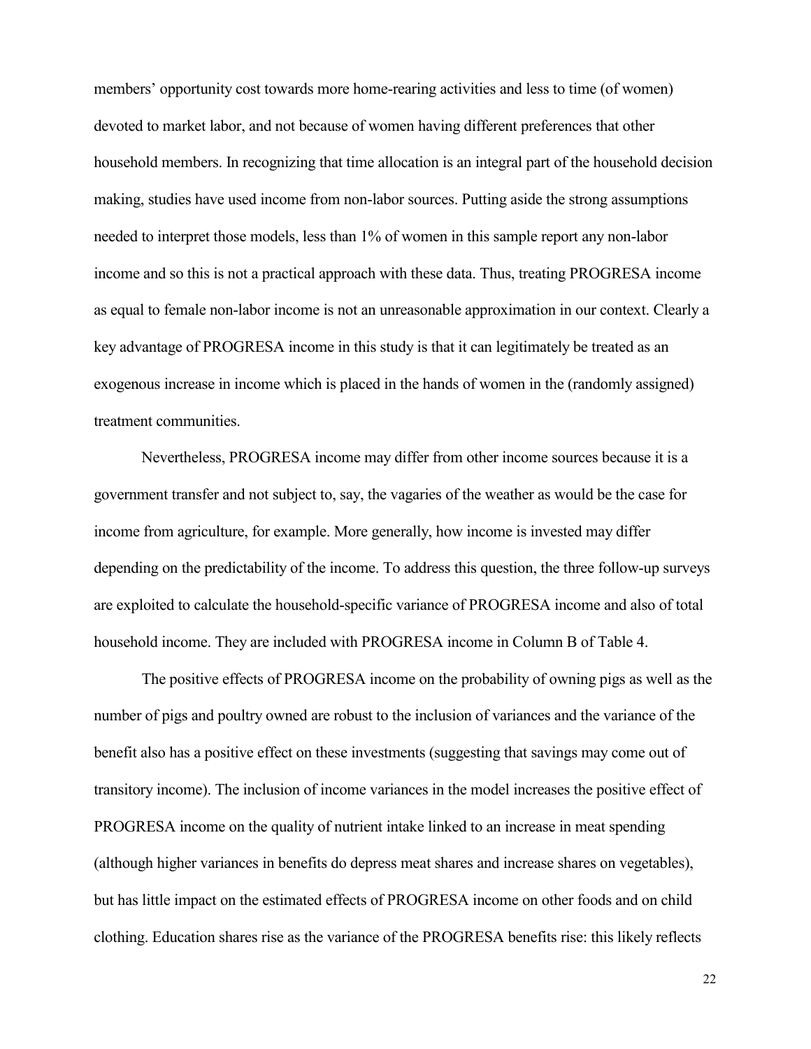members' opportunity cost towards more home-rearing activities and less to time (of women) devoted to market labor, and not because of women having different preferences that other household members. In recognizing that time allocation is an integral part of the household decision making, studies have used income from non-labor sources. Putting aside the strong assumptions needed to interpret those models, less than 1% of women in this sample report any non-labor income and so this is not a practical approach with these data. Thus, treating PROGRESA income as equal to female non-labor income is not an unreasonable approximation in our context. Clearly a key advantage of PROGRESA income in this study is that it can legitimately be treated as an exogenous increase in income which is placed in the hands of women in the (randomly assigned) treatment communities.

Nevertheless, PROGRESA income may differ from other income sources because it is a government transfer and not subject to, say, the vagaries of the weather as would be the case for income from agriculture, for example. More generally, how income is invested may differ depending on the predictability of the income. To address this question, the three follow-up surveys are exploited to calculate the household-specific variance of PROGRESA income and also of total household income. They are included with PROGRESA income in Column B of Table 4.

The positive effects of PROGRESA income on the probability of owning pigs as well as the number of pigs and poultry owned are robust to the inclusion of variances and the variance of the benefit also has a positive effect on these investments (suggesting that savings may come out of transitory income). The inclusion of income variances in the model increases the positive effect of PROGRESA income on the quality of nutrient intake linked to an increase in meat spending (although higher variances in benefits do depress meat shares and increase shares on vegetables), but has little impact on the estimated effects of PROGRESA income on other foods and on child clothing. Education shares rise as the variance of the PROGRESA benefits rise: this likely reflects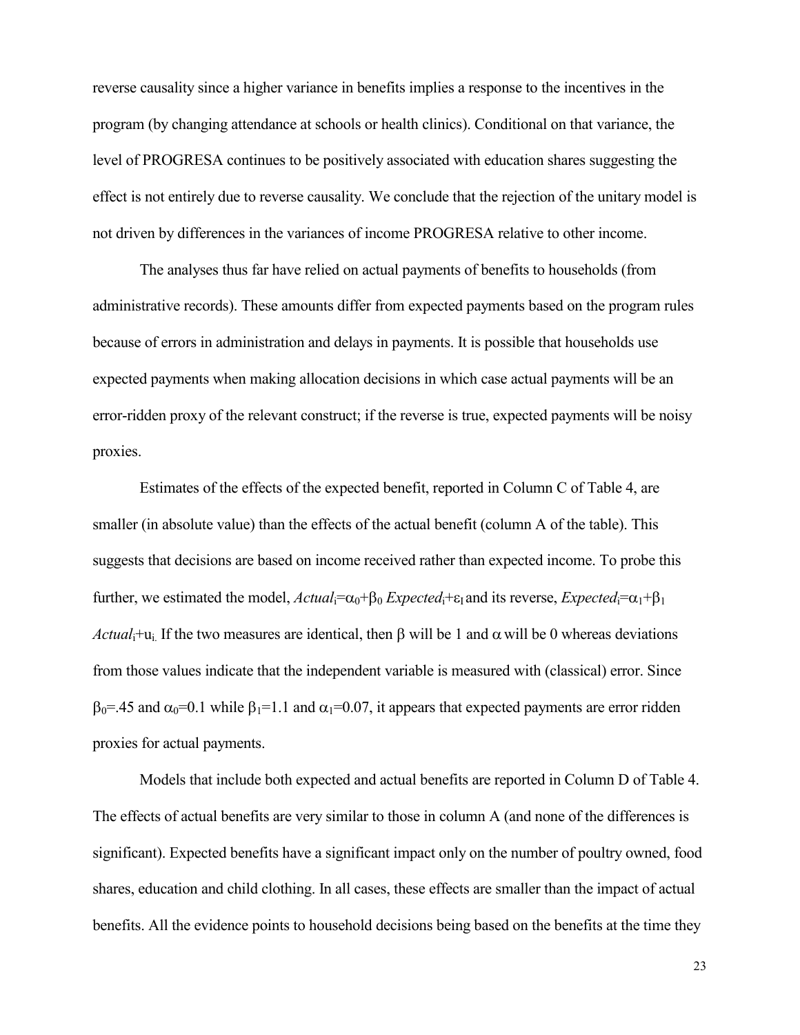reverse causality since a higher variance in benefits implies a response to the incentives in the program (by changing attendance at schools or health clinics). Conditional on that variance, the level of PROGRESA continues to be positively associated with education shares suggesting the effect is not entirely due to reverse causality. We conclude that the rejection of the unitary model is not driven by differences in the variances of income PROGRESA relative to other income.

The analyses thus far have relied on actual payments of benefits to households (from administrative records). These amounts differ from expected payments based on the program rules because of errors in administration and delays in payments. It is possible that households use expected payments when making allocation decisions in which case actual payments will be an error-ridden proxy of the relevant construct; if the reverse is true, expected payments will be noisy proxies.

Estimates of the effects of the expected benefit, reported in Column C of Table 4, are smaller (in absolute value) than the effects of the actual benefit (column A of the table). This suggests that decisions are based on income received rather than expected income. To probe this further, we estimated the model, $Actual_i = \alpha_0 + \beta_0\, Expected_i + \varepsilon_1$ and its reverse, $Expected_i = \alpha_1 + \beta_1\, Actual_i + u_i$. If the two measures are identical, then $\beta$ will be 1 and $\alpha$ will be 0 whereas deviations from those values indicate that the independent variable is measured with (classical) error. Since $\beta_0$=.45 and $\alpha_0$=0.1 while $\beta_1$=1.1 and $\alpha_1$=0.07, it appears that expected payments are error ridden proxies for actual payments.

Models that include both expected and actual benefits are reported in Column D of Table 4. The effects of actual benefits are very similar to those in column A (and none of the differences is significant). Expected benefits have a significant impact only on the number of poultry owned, food shares, education and child clothing. In all cases, these effects are smaller than the impact of actual benefits. All the evidence points to household decisions being based on the benefits at the time they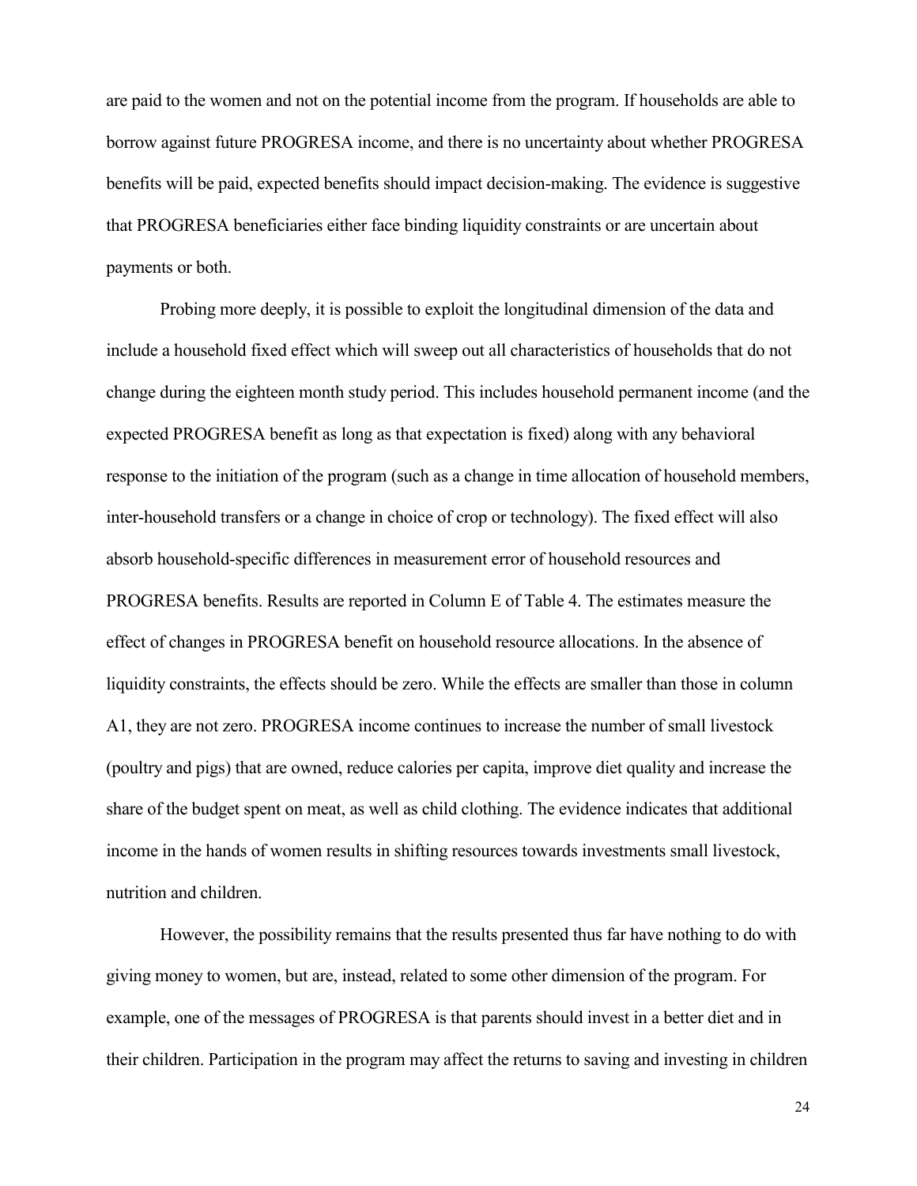are paid to the women and not on the potential income from the program. If households are able to borrow against future PROGRESA income, and there is no uncertainty about whether PROGRESA benefits will be paid, expected benefits should impact decision-making. The evidence is suggestive that PROGRESA beneficiaries either face binding liquidity constraints or are uncertain about payments or both.

Probing more deeply, it is possible to exploit the longitudinal dimension of the data and include a household fixed effect which will sweep out all characteristics of households that do not change during the eighteen month study period. This includes household permanent income (and the expected PROGRESA benefit as long as that expectation is fixed) along with any behavioral response to the initiation of the program (such as a change in time allocation of household members, inter-household transfers or a change in choice of crop or technology). The fixed effect will also absorb household-specific differences in measurement error of household resources and PROGRESA benefits. Results are reported in Column E of Table 4. The estimates measure the effect of changes in PROGRESA benefit on household resource allocations. In the absence of liquidity constraints, the effects should be zero. While the effects are smaller than those in column A1, they are not zero. PROGRESA income continues to increase the number of small livestock (poultry and pigs) that are owned, reduce calories per capita, improve diet quality and increase the share of the budget spent on meat, as well as child clothing. The evidence indicates that additional income in the hands of women results in shifting resources towards investments small livestock, nutrition and children.

However, the possibility remains that the results presented thus far have nothing to do with giving money to women, but are, instead, related to some other dimension of the program. For example, one of the messages of PROGRESA is that parents should invest in a better diet and in their children. Participation in the program may affect the returns to saving and investing in children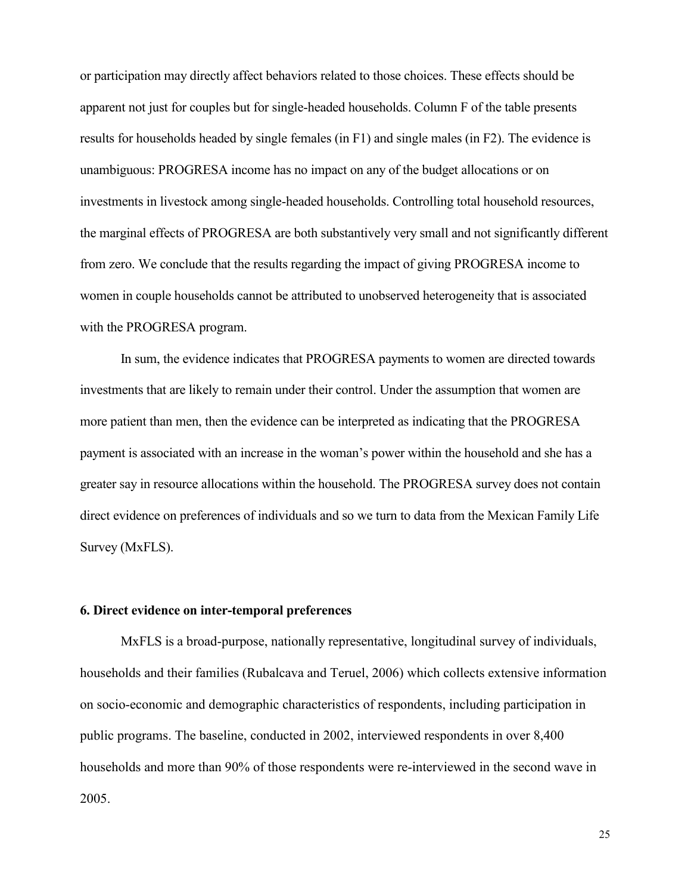or participation may directly affect behaviors related to those choices. These effects should be apparent not just for couples but for single-headed households. Column F of the table presents results for households headed by single females (in F1) and single males (in F2). The evidence is unambiguous: PROGRESA income has no impact on any of the budget allocations or on investments in livestock among single-headed households. Controlling total household resources, the marginal effects of PROGRESA are both substantively very small and not significantly different from zero. We conclude that the results regarding the impact of giving PROGRESA income to women in couple households cannot be attributed to unobserved heterogeneity that is associated with the PROGRESA program.

In sum, the evidence indicates that PROGRESA payments to women are directed towards investments that are likely to remain under their control. Under the assumption that women are more patient than men, then the evidence can be interpreted as indicating that the PROGRESA payment is associated with an increase in the woman's power within the household and she has a greater say in resource allocations within the household. The PROGRESA survey does not contain direct evidence on preferences of individuals and so we turn to data from the Mexican Family Life Survey (MxFLS).

### 6. Direct evidence on inter-temporal preferences

MxFLS is a broad-purpose, nationally representative, longitudinal survey of individuals, households and their families (Rubalcava and Teruel, 2006) which collects extensive information on socio-economic and demographic characteristics of respondents, including participation in public programs. The baseline, conducted in 2002, interviewed respondents in over 8,400 households and more than 90% of those respondents were re-interviewed in the second wave in 2005.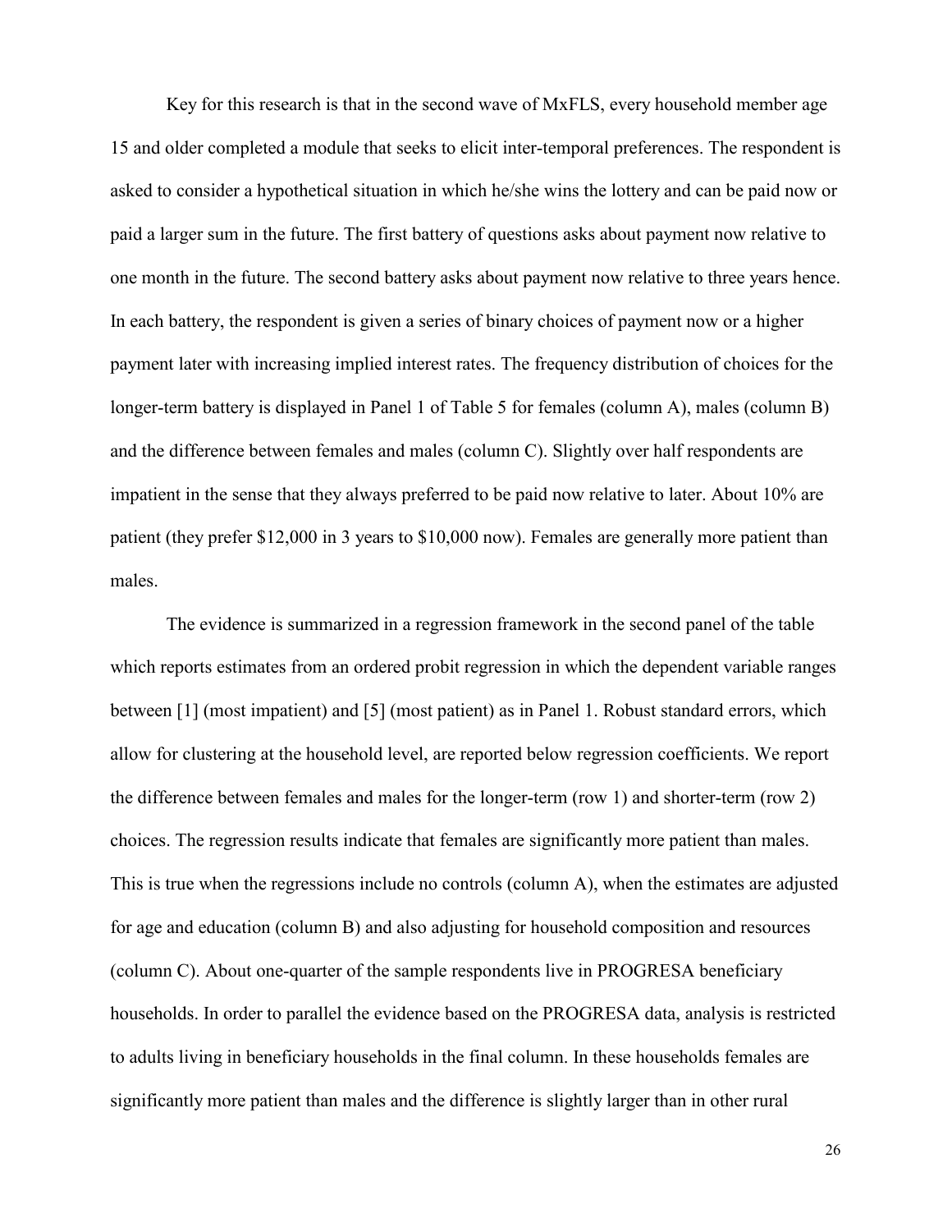Key for this research is that in the second wave of MxFLS, every household member age 15 and older completed a module that seeks to elicit inter-temporal preferences. The respondent is asked to consider a hypothetical situation in which he/she wins the lottery and can be paid now or paid a larger sum in the future. The first battery of questions asks about payment now relative to one month in the future. The second battery asks about payment now relative to three years hence. In each battery, the respondent is given a series of binary choices of payment now or a higher payment later with increasing implied interest rates. The frequency distribution of choices for the longer-term battery is displayed in Panel 1 of Table 5 for females (column A), males (column B) and the difference between females and males (column C). Slightly over half respondents are impatient in the sense that they always preferred to be paid now relative to later. About 10% are patient (they prefer $12,000 in 3 years to $10,000 now). Females are generally more patient than males.

The evidence is summarized in a regression framework in the second panel of the table which reports estimates from an ordered probit regression in which the dependent variable ranges between [1] (most impatient) and [5] (most patient) as in Panel 1. Robust standard errors, which allow for clustering at the household level, are reported below regression coefficients. We report the difference between females and males for the longer-term (row 1) and shorter-term (row 2) choices. The regression results indicate that females are significantly more patient than males. This is true when the regressions include no controls (column A), when the estimates are adjusted for age and education (column B) and also adjusting for household composition and resources (column C). About one-quarter of the sample respondents live in PROGRESA beneficiary households. In order to parallel the evidence based on the PROGRESA data, analysis is restricted to adults living in beneficiary households in the final column. In these households females are significantly more patient than males and the difference is slightly larger than in other rural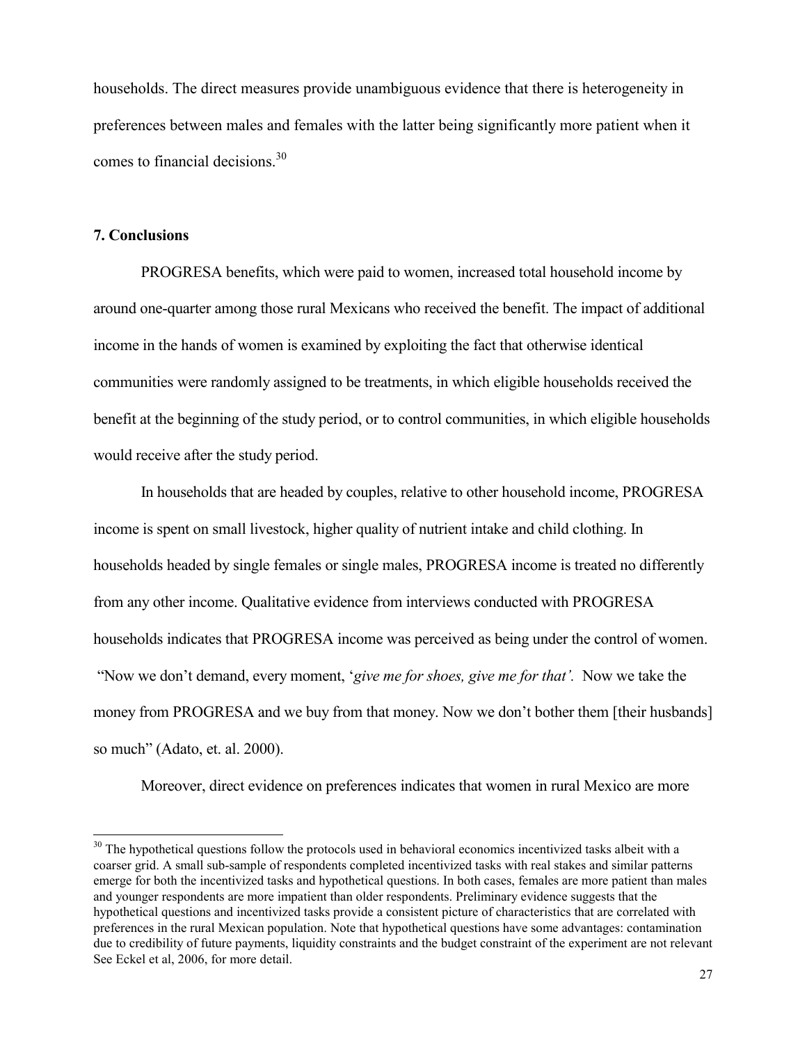households. The direct measures provide unambiguous evidence that there is heterogeneity in preferences between males and females with the latter being significantly more patient when it comes to financial decisions.[30]

## 7. Conclusions

PROGRESA benefits, which were paid to women, increased total household income by around one-quarter among those rural Mexicans who received the benefit. The impact of additional income in the hands of women is examined by exploiting the fact that otherwise identical communities were randomly assigned to be treatments, in which eligible households received the benefit at the beginning of the study period, or to control communities, in which eligible households would receive after the study period.

In households that are headed by couples, relative to other household income, PROGRESA income is spent on small livestock, higher quality of nutrient intake and child clothing. In households headed by single females or single males, PROGRESA income is treated no differently from any other income. Qualitative evidence from interviews conducted with PROGRESA households indicates that PROGRESA income was perceived as being under the control of women. "Now we don't demand, every moment, '*give me for shoes, give me for that'.* Now we take the money from PROGRESA and we buy from that money. Now we don't bother them [their husbands] so much" (Adato, et. al. 2000).

Moreover, direct evidence on preferences indicates that women in rural Mexico are more

[30] The hypothetical questions follow the protocols used in behavioral economics incentivized tasks albeit with a coarser grid. A small sub-sample of respondents completed incentivized tasks with real stakes and similar patterns emerge for both the incentivized tasks and hypothetical questions. In both cases, females are more patient than males and younger respondents are more impatient than older respondents. Preliminary evidence suggests that the hypothetical questions and incentivized tasks provide a consistent picture of characteristics that are correlated with preferences in the rural Mexican population. Note that hypothetical questions have some advantages: contamination due to credibility of future payments, liquidity constraints and the budget constraint of the experiment are not relevant See Eckel et al, 2006, for more detail.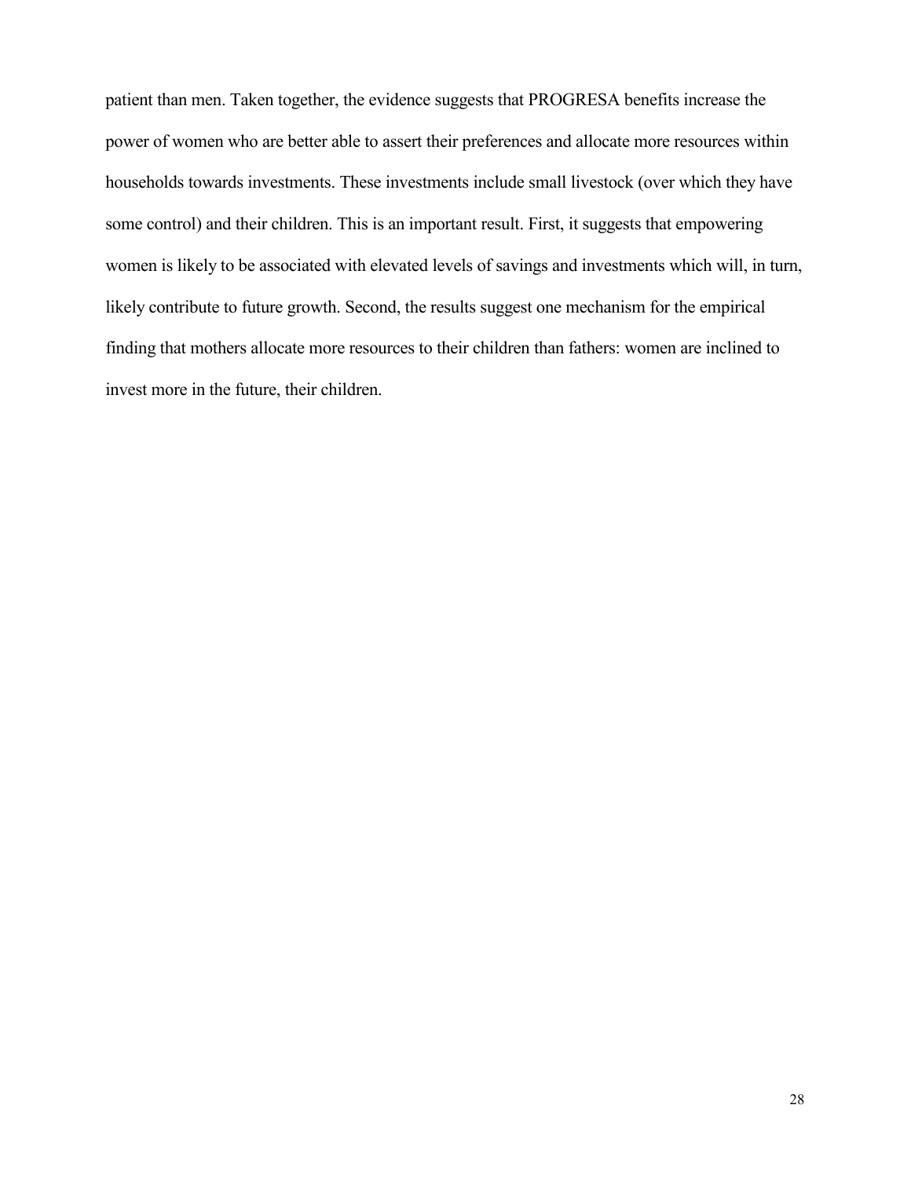patient than men. Taken together, the evidence suggests that PROGRESA benefits increase the power of women who are better able to assert their preferences and allocate more resources within households towards investments. These investments include small livestock (over which they have some control) and their children. This is an important result. First, it suggests that empowering women is likely to be associated with elevated levels of savings and investments which will, in turn, likely contribute to future growth. Second, the results suggest one mechanism for the empirical finding that mothers allocate more resources to their children than fathers: women are inclined to invest more in the future, their children.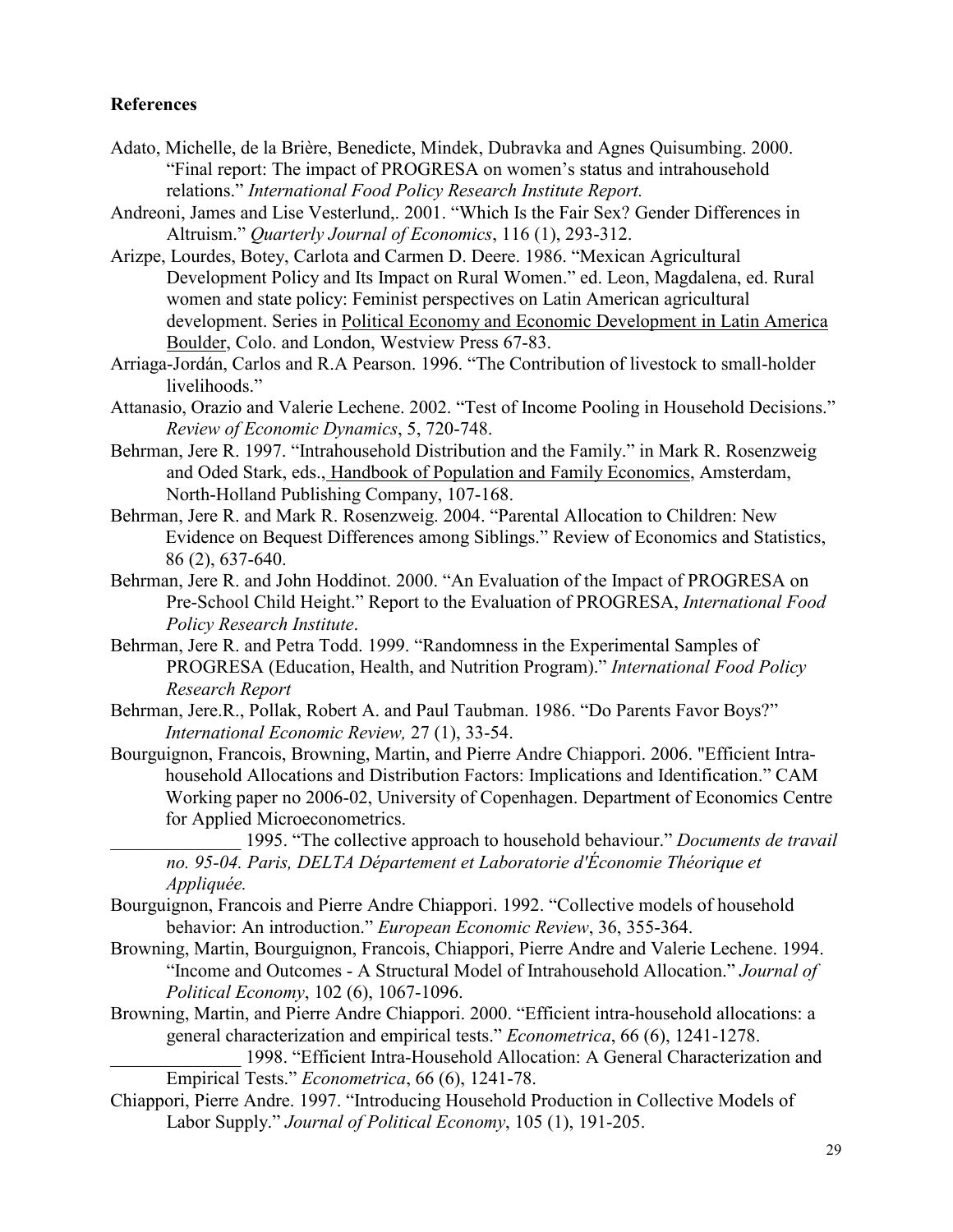## References

Adato, Michelle, de la Brière, Benedicte, Mindek, Dubravka and Agnes Quisumbing. 2000. "Final report: The impact of PROGRESA on women's status and intrahousehold relations." *International Food Policy Research Institute Report.*

Andreoni, James and Lise Vesterlund,. 2001. "Which Is the Fair Sex? Gender Differences in Altruism." *Quarterly Journal of Economics*, 116 (1), 293-312.

Arizpe, Lourdes, Botey, Carlota and Carmen D. Deere. 1986. "Mexican Agricultural Development Policy and Its Impact on Rural Women." ed. Leon, Magdalena, ed. Rural women and state policy: Feminist perspectives on Latin American agricultural development. Series in Political Economy and Economic Development in Latin America Boulder, Colo. and London, Westview Press 67-83.

Arriaga-Jordán, Carlos and R.A Pearson. 1996. "The Contribution of livestock to small-holder livelihoods."

Attanasio, Orazio and Valerie Lechene. 2002. "Test of Income Pooling in Household Decisions." *Review of Economic Dynamics*, 5, 720-748.

Behrman, Jere R. 1997. "Intrahousehold Distribution and the Family." in Mark R. Rosenzweig and Oded Stark, eds., Handbook of Population and Family Economics, Amsterdam, North-Holland Publishing Company, 107-168.

Behrman, Jere R. and Mark R. Rosenzweig. 2004. "Parental Allocation to Children: New Evidence on Bequest Differences among Siblings." Review of Economics and Statistics, 86 (2), 637-640.

Behrman, Jere R. and John Hoddinot. 2000. "An Evaluation of the Impact of PROGRESA on Pre-School Child Height." Report to the Evaluation of PROGRESA, *International Food Policy Research Institute*.

Behrman, Jere R. and Petra Todd. 1999. "Randomness in the Experimental Samples of PROGRESA (Education, Health, and Nutrition Program)." *International Food Policy Research Report*

Behrman, Jere.R., Pollak, Robert A. and Paul Taubman. 1986. "Do Parents Favor Boys?" *International Economic Review,* 27 (1), 33-54.

Bourguignon, Francois, Browning, Martin, and Pierre Andre Chiappori. 2006. "Efficient Intra-household Allocations and Distribution Factors: Implications and Identification." CAM Working paper no 2006-02, University of Copenhagen. Department of Economics Centre for Applied Microeconometrics.

______________ 1995. "The collective approach to household behaviour." *Documents de travail no. 95-04. Paris, DELTA Département et Laboratorie d'Économie Théorique et Appliquée.*

Bourguignon, Francois and Pierre Andre Chiappori. 1992. "Collective models of household behavior: An introduction." *European Economic Review*, 36, 355-364.

Browning, Martin, Bourguignon, Francois, Chiappori, Pierre Andre and Valerie Lechene. 1994. "Income and Outcomes - A Structural Model of Intrahousehold Allocation." *Journal of Political Economy*, 102 (6), 1067-1096.

Browning, Martin, and Pierre Andre Chiappori. 2000. "Efficient intra-household allocations: a general characterization and empirical tests." *Econometrica*, 66 (6), 1241-1278.

______________ 1998. "Efficient Intra-Household Allocation: A General Characterization and Empirical Tests." *Econometrica*, 66 (6), 1241-78.

Chiappori, Pierre Andre. 1997. "Introducing Household Production in Collective Models of Labor Supply." *Journal of Political Economy*, 105 (1), 191-205.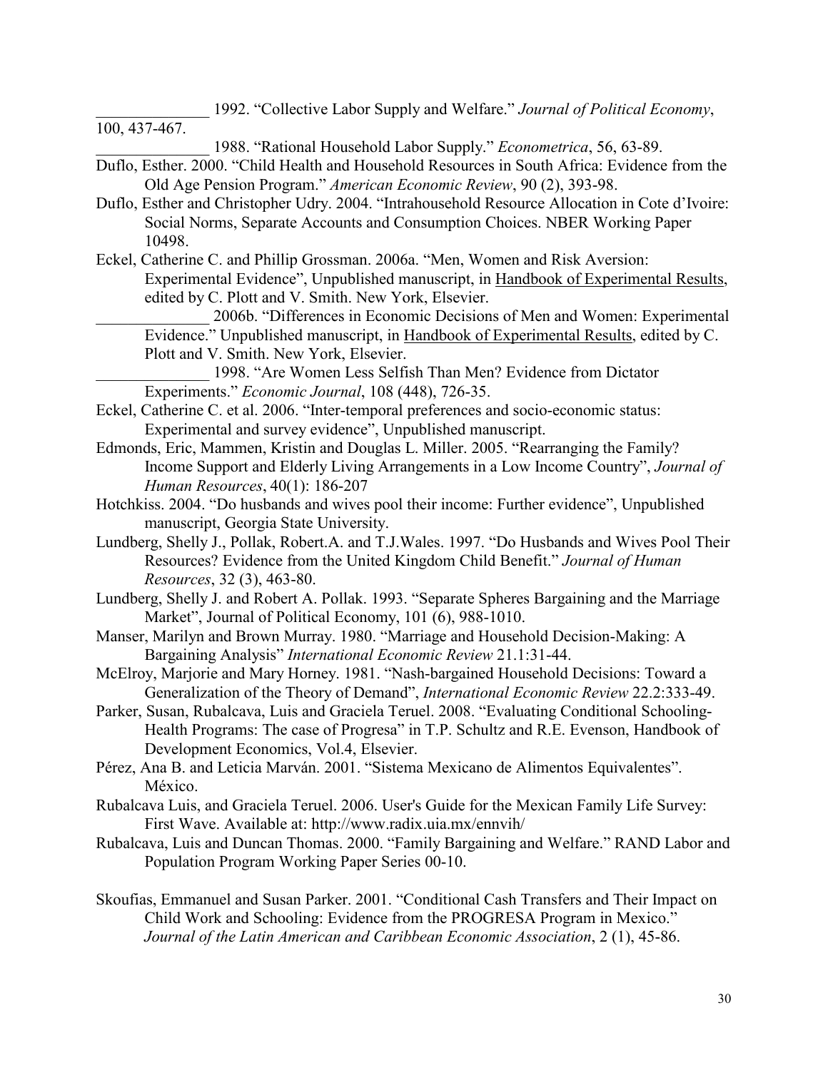______________ 1992. “Collective Labor Supply and Welfare.” *Journal of Political Economy*, 100, 437-467.

______________ 1988. “Rational Household Labor Supply.” *Econometrica*, 56, 63-89.

Duflo, Esther. 2000. “Child Health and Household Resources in South Africa: Evidence from the Old Age Pension Program.” *American Economic Review*, 90 (2), 393-98.

Duflo, Esther and Christopher Udry. 2004. “Intrahousehold Resource Allocation in Cote d'Ivoire: Social Norms, Separate Accounts and Consumption Choices. NBER Working Paper 10498.

Eckel, Catherine C. and Phillip Grossman. 2006a. “Men, Women and Risk Aversion: Experimental Evidence”, Unpublished manuscript, in Handbook of Experimental Results, edited by C. Plott and V. Smith. New York, Elsevier.

______________ 2006b. “Differences in Economic Decisions of Men and Women: Experimental Evidence.” Unpublished manuscript, in Handbook of Experimental Results, edited by C. Plott and V. Smith. New York, Elsevier.

______________ 1998. “Are Women Less Selfish Than Men? Evidence from Dictator Experiments.” *Economic Journal*, 108 (448), 726-35.

Eckel, Catherine C. et al. 2006. “Inter-temporal preferences and socio-economic status: Experimental and survey evidence”, Unpublished manuscript.

Edmonds, Eric, Mammen, Kristin and Douglas L. Miller. 2005. “Rearranging the Family? Income Support and Elderly Living Arrangements in a Low Income Country”, *Journal of Human Resources*, 40(1): 186-207

Hotchkiss. 2004. “Do husbands and wives pool their income: Further evidence”, Unpublished manuscript, Georgia State University.

Lundberg, Shelly J., Pollak, Robert.A. and T.J.Wales. 1997. “Do Husbands and Wives Pool Their Resources? Evidence from the United Kingdom Child Benefit.” *Journal of Human Resources*, 32 (3), 463-80.

Lundberg, Shelly J. and Robert A. Pollak. 1993. “Separate Spheres Bargaining and the Marriage Market”, Journal of Political Economy, 101 (6), 988-1010.

Manser, Marilyn and Brown Murray. 1980. “Marriage and Household Decision-Making: A Bargaining Analysis” *International Economic Review* 21.1:31-44.

McElroy, Marjorie and Mary Horney. 1981. “Nash-bargained Household Decisions: Toward a Generalization of the Theory of Demand”, *International Economic Review* 22.2:333-49.

Parker, Susan, Rubalcava, Luis and Graciela Teruel. 2008. “Evaluating Conditional Schooling-Health Programs: The case of Progresa” in T.P. Schultz and R.E. Evenson, Handbook of Development Economics, Vol.4, Elsevier.

Pérez, Ana B. and Leticia Marván. 2001. “Sistema Mexicano de Alimentos Equivalentes”. México.

Rubalcava Luis, and Graciela Teruel. 2006. User's Guide for the Mexican Family Life Survey: First Wave. Available at: http://www.radix.uia.mx/ennvih/

Rubalcava, Luis and Duncan Thomas. 2000. “Family Bargaining and Welfare.” RAND Labor and Population Program Working Paper Series 00-10.

Skoufias, Emmanuel and Susan Parker. 2001. “Conditional Cash Transfers and Their Impact on Child Work and Schooling: Evidence from the PROGRESA Program in Mexico.” *Journal of the Latin American and Caribbean Economic Association*, 2 (1), 45-86.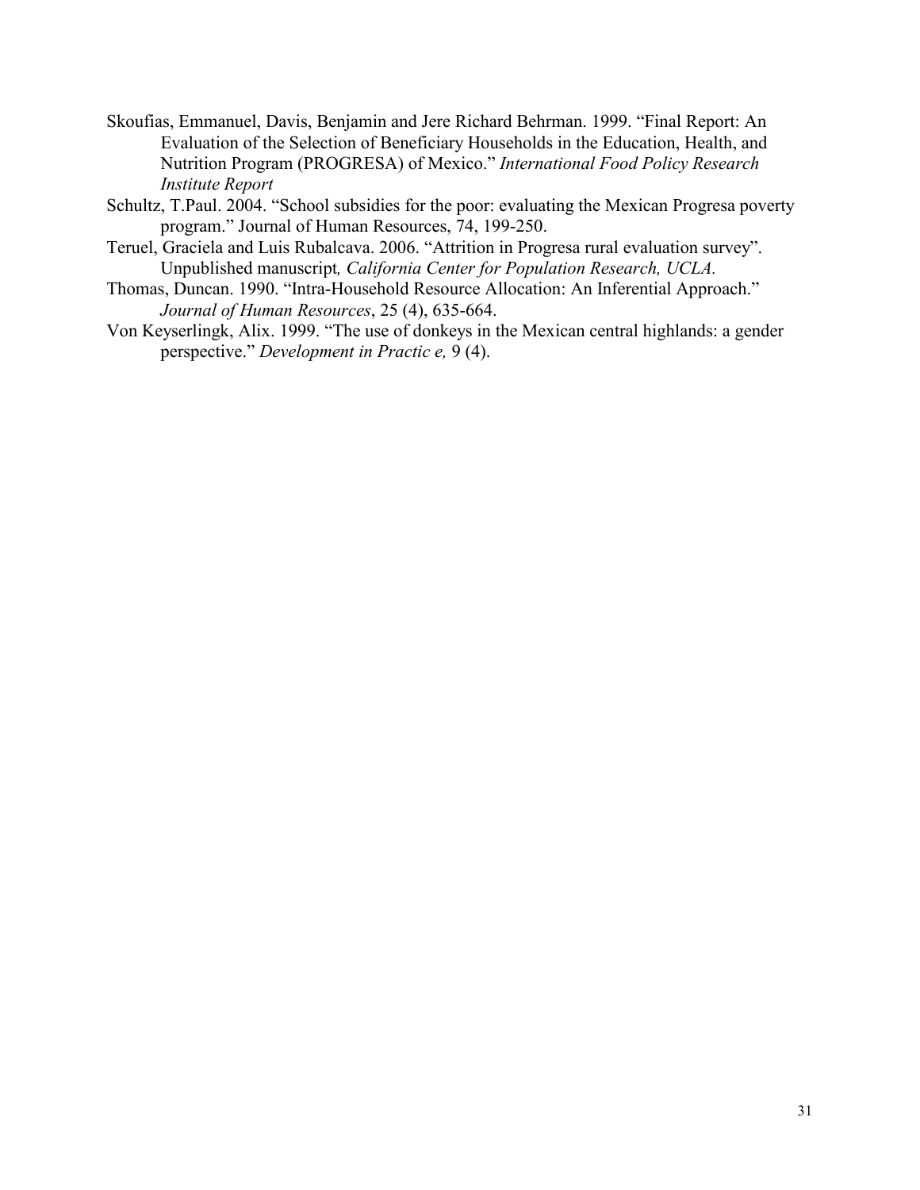Skoufias, Emmanuel, Davis, Benjamin and Jere Richard Behrman. 1999. "Final Report: An Evaluation of the Selection of Beneficiary Households in the Education, Health, and Nutrition Program (PROGRESA) of Mexico." *International Food Policy Research Institute Report*

Schultz, T.Paul. 2004. "School subsidies for the poor: evaluating the Mexican Progresa poverty program." Journal of Human Resources, 74, 199-250.

Teruel, Graciela and Luis Rubalcava. 2006. "Attrition in Progresa rural evaluation survey". Unpublished manuscript*, California Center for Population Research, UCLA*.

Thomas, Duncan. 1990. "Intra-Household Resource Allocation: An Inferential Approach." *Journal of Human Resources*, 25 (4), 635-664.

Von Keyserlingk, Alix. 1999. "The use of donkeys in the Mexican central highlands: a gender perspective." *Development in Practic e,* 9 (4).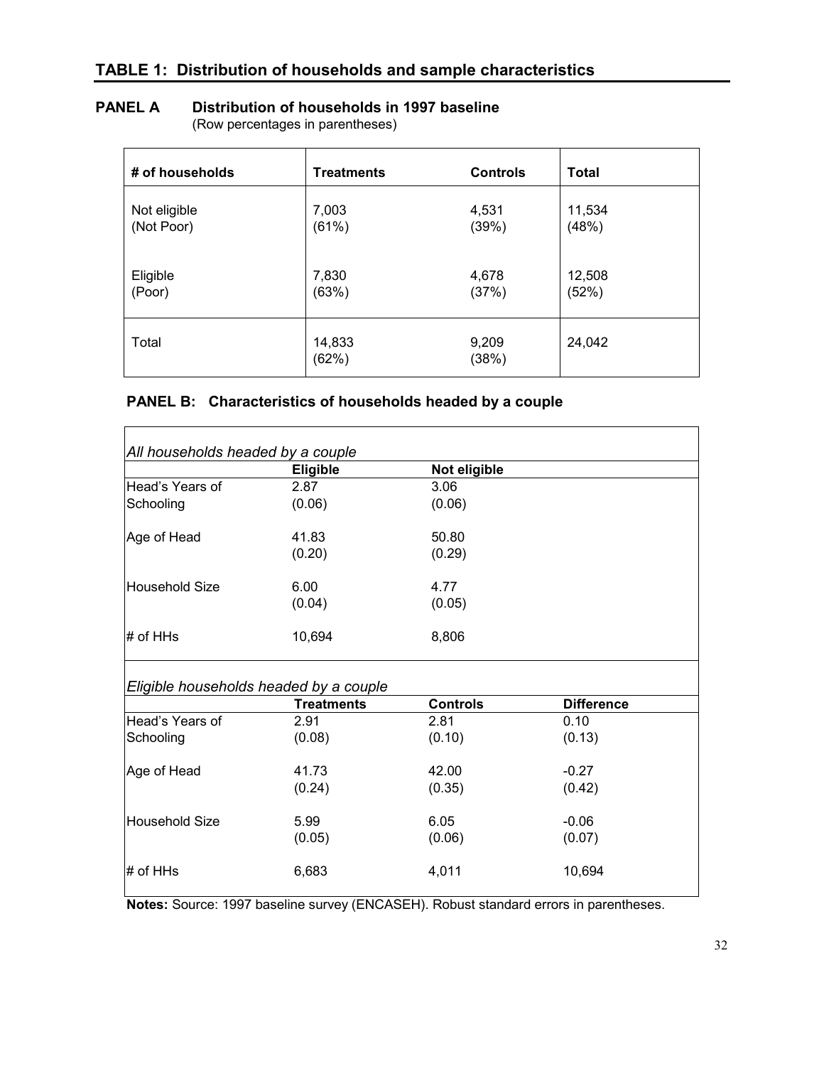## TABLE 1: Distribution of households and sample characteristics

### PANEL A Distribution of households in 1997 baseline

(Row percentages in parentheses)

| # of households | Treatments | Controls | Total |
|---|---|---|---|
| Not eligible (Not Poor) | 7,003 (61%) | 4,531 (39%) | 11,534 (48%) |
| Eligible (Poor) | 7,830 (63%) | 4,678 (37%) | 12,508 (52%) |
| Total | 14,833 (62%) | 9,209 (38%) | 24,042 |

### PANEL B: Characteristics of households headed by a couple

*All households headed by a couple*

| | Eligible | Not eligible |
|---|---|---|
| Head's Years of Schooling | 2.87 (0.06) | 3.06 (0.06) |
| Age of Head | 41.83 (0.20) | 50.80 (0.29) |
| Household Size | 6.00 (0.04) | 4.77 (0.05) |
| # of HHs | 10,694 | 8,806 |

*Eligible households headed by a couple*

| | Treatments | Controls | Difference |
|---|---|---|---|
| Head's Years of Schooling | 2.91 (0.08) | 2.81 (0.10) | 0.10 (0.13) |
| Age of Head | 41.73 (0.24) | 42.00 (0.35) | -0.27 (0.42) |
| Household Size | 5.99 (0.05) | 6.05 (0.06) | -0.06 (0.07) |
| # of HHs | 6,683 | 4,011 | 10,694 |

**Notes:** Source: 1997 baseline survey (ENCASEH). Robust standard errors in parentheses.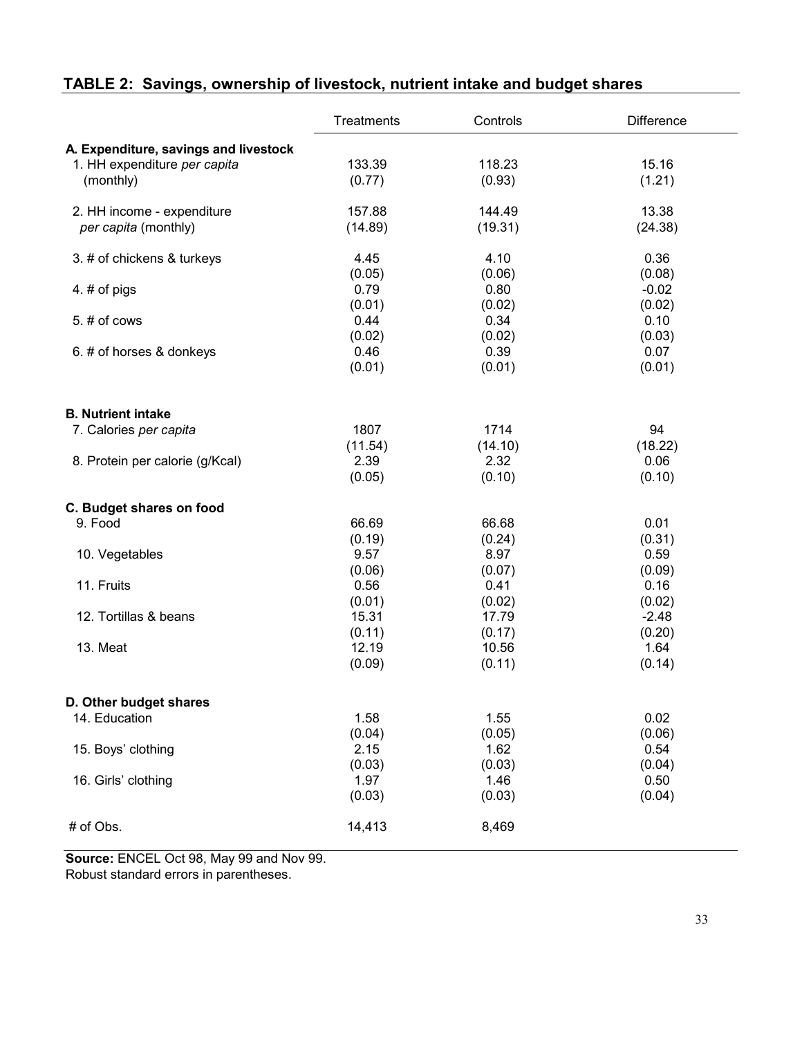## TABLE 2: Savings, ownership of livestock, nutrient intake and budget shares

| | Treatments | Controls | Difference |
|---|---|---|---|
| **A. Expenditure, savings and livestock** | | | |
| 1. HH expenditure *per capita* | 133.39 | 118.23 | 15.16 |
| (monthly) | (0.77) | (0.93) | (1.21) |
| 2. HH income - expenditure | 157.88 | 144.49 | 13.38 |
| *per capita* (monthly) | (14.89) | (19.31) | (24.38) |
| 3. # of chickens & turkeys | 4.45 | 4.10 | 0.36 |
| | (0.05) | (0.06) | (0.08) |
| 4. # of pigs | 0.79 | 0.80 | -0.02 |
| | (0.01) | (0.02) | (0.02) |
| 5. # of cows | 0.44 | 0.34 | 0.10 |
| | (0.02) | (0.02) | (0.03) |
| 6. # of horses & donkeys | 0.46 | 0.39 | 0.07 |
| | (0.01) | (0.01) | (0.01) |
| **B. Nutrient intake** | | | |
| 7. Calories *per capita* | 1807 | 1714 | 94 |
| | (11.54) | (14.10) | (18.22) |
| 8. Protein per calorie (g/Kcal) | 2.39 | 2.32 | 0.06 |
| | (0.05) | (0.10) | (0.10) |
| **C. Budget shares on food** | | | |
| 9. Food | 66.69 | 66.68 | 0.01 |
| | (0.19) | (0.24) | (0.31) |
| 10. Vegetables | 9.57 | 8.97 | 0.59 |
| | (0.06) | (0.07) | (0.09) |
| 11. Fruits | 0.56 | 0.41 | 0.16 |
| | (0.01) | (0.02) | (0.02) |
| 12. Tortillas & beans | 15.31 | 17.79 | -2.48 |
| | (0.11) | (0.17) | (0.20) |
| 13. Meat | 12.19 | 10.56 | 1.64 |
| | (0.09) | (0.11) | (0.14) |
| **D. Other budget shares** | | | |
| 14. Education | 1.58 | 1.55 | 0.02 |
| | (0.04) | (0.05) | (0.06) |
| 15. Boys' clothing | 2.15 | 1.62 | 0.54 |
| | (0.03) | (0.03) | (0.04) |
| 16. Girls' clothing | 1.97 | 1.46 | 0.50 |
| | (0.03) | (0.03) | (0.04) |
| # of Obs. | 14,413 | 8,469 | |

**Source:** ENCEL Oct 98, May 99 and Nov 99.
Robust standard errors in parentheses.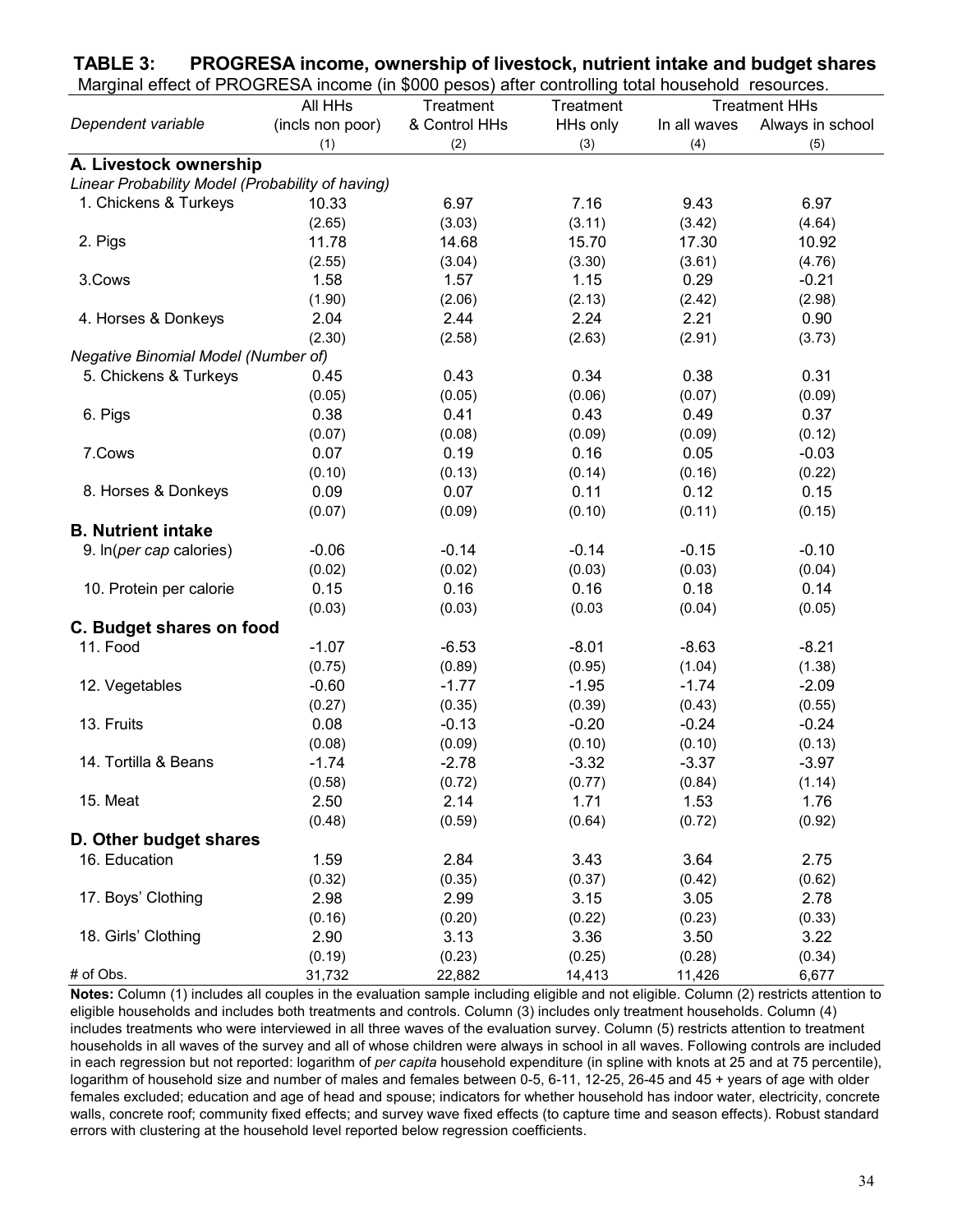**TABLE 3: PROGRESA income, ownership of livestock, nutrient intake and budget shares**

Marginal effect of PROGRESA income (in $000 pesos) after controlling total household resources.

| *Dependent variable* | All HHs (incls non poor) (1) | Treatment & Control HHs (2) | Treatment HHs only (3) | Treatment HHs In all waves (4) | Treatment HHs Always in school (5) |
|---|---|---|---|---|---|
| **A. Livestock ownership** | | | | | |
| *Linear Probability Model (Probability of having)* | | | | | |
| 1. Chickens & Turkeys | 10.33 | 6.97 | 7.16 | 9.43 | 6.97 |
| | (2.65) | (3.03) | (3.11) | (3.42) | (4.64) |
| 2. Pigs | 11.78 | 14.68 | 15.70 | 17.30 | 10.92 |
| | (2.55) | (3.04) | (3.30) | (3.61) | (4.76) |
| 3.Cows | 1.58 | 1.57 | 1.15 | 0.29 | -0.21 |
| | (1.90) | (2.06) | (2.13) | (2.42) | (2.98) |
| 4. Horses & Donkeys | 2.04 | 2.44 | 2.24 | 2.21 | 0.90 |
| | (2.30) | (2.58) | (2.63) | (2.91) | (3.73) |
| *Negative Binomial Model (Number of)* | | | | | |
| 5. Chickens & Turkeys | 0.45 | 0.43 | 0.34 | 0.38 | 0.31 |
| | (0.05) | (0.05) | (0.06) | (0.07) | (0.09) |
| 6. Pigs | 0.38 | 0.41 | 0.43 | 0.49 | 0.37 |
| | (0.07) | (0.08) | (0.09) | (0.09) | (0.12) |
| 7.Cows | 0.07 | 0.19 | 0.16 | 0.05 | -0.03 |
| | (0.10) | (0.13) | (0.14) | (0.16) | (0.22) |
| 8. Horses & Donkeys | 0.09 | 0.07 | 0.11 | 0.12 | 0.15 |
| | (0.07) | (0.09) | (0.10) | (0.11) | (0.15) |
| **B. Nutrient intake** | | | | | |
| 9. ln(*per cap* calories) | -0.06 | -0.14 | -0.14 | -0.15 | -0.10 |
| | (0.02) | (0.02) | (0.03) | (0.03) | (0.04) |
| 10. Protein per calorie | 0.15 | 0.16 | 0.16 | 0.18 | 0.14 |
| | (0.03) | (0.03) | (0.03 | (0.04) | (0.05) |
| **C. Budget shares on food** | | | | | |
| 11. Food | -1.07 | -6.53 | -8.01 | -8.63 | -8.21 |
| | (0.75) | (0.89) | (0.95) | (1.04) | (1.38) |
| 12. Vegetables | -0.60 | -1.77 | -1.95 | -1.74 | -2.09 |
| | (0.27) | (0.35) | (0.39) | (0.43) | (0.55) |
| 13. Fruits | 0.08 | -0.13 | -0.20 | -0.24 | -0.24 |
| | (0.08) | (0.09) | (0.10) | (0.10) | (0.13) |
| 14. Tortilla & Beans | -1.74 | -2.78 | -3.32 | -3.37 | -3.97 |
| | (0.58) | (0.72) | (0.77) | (0.84) | (1.14) |
| 15. Meat | 2.50 | 2.14 | 1.71 | 1.53 | 1.76 |
| | (0.48) | (0.59) | (0.64) | (0.72) | (0.92) |
| **D. Other budget shares** | | | | | |
| 16. Education | 1.59 | 2.84 | 3.43 | 3.64 | 2.75 |
| | (0.32) | (0.35) | (0.37) | (0.42) | (0.62) |
| 17. Boys' Clothing | 2.98 | 2.99 | 3.15 | 3.05 | 2.78 |
| | (0.16) | (0.20) | (0.22) | (0.23) | (0.33) |
| 18. Girls' Clothing | 2.90 | 3.13 | 3.36 | 3.50 | 3.22 |
| | (0.19) | (0.23) | (0.25) | (0.28) | (0.34) |
| # of Obs. | 31,732 | 22,882 | 14,413 | 11,426 | 6,677 |

**Notes:** Column (1) includes all couples in the evaluation sample including eligible and not eligible. Column (2) restricts attention to eligible households and includes both treatments and controls. Column (3) includes only treatment households. Column (4) includes treatments who were interviewed in all three waves of the evaluation survey. Column (5) restricts attention to treatment households in all waves of the survey and all of whose children were always in school in all waves. Following controls are included in each regression but not reported: logarithm of *per capita* household expenditure (in spline with knots at 25 and at 75 percentile), logarithm of household size and number of males and females between 0-5, 6-11, 12-25, 26-45 and 45 + years of age with older females excluded; education and age of head and spouse; indicators for whether household has indoor water, electricity, concrete walls, concrete roof; community fixed effects; and survey wave fixed effects (to capture time and season effects). Robust standard errors with clustering at the household level reported below regression coefficients.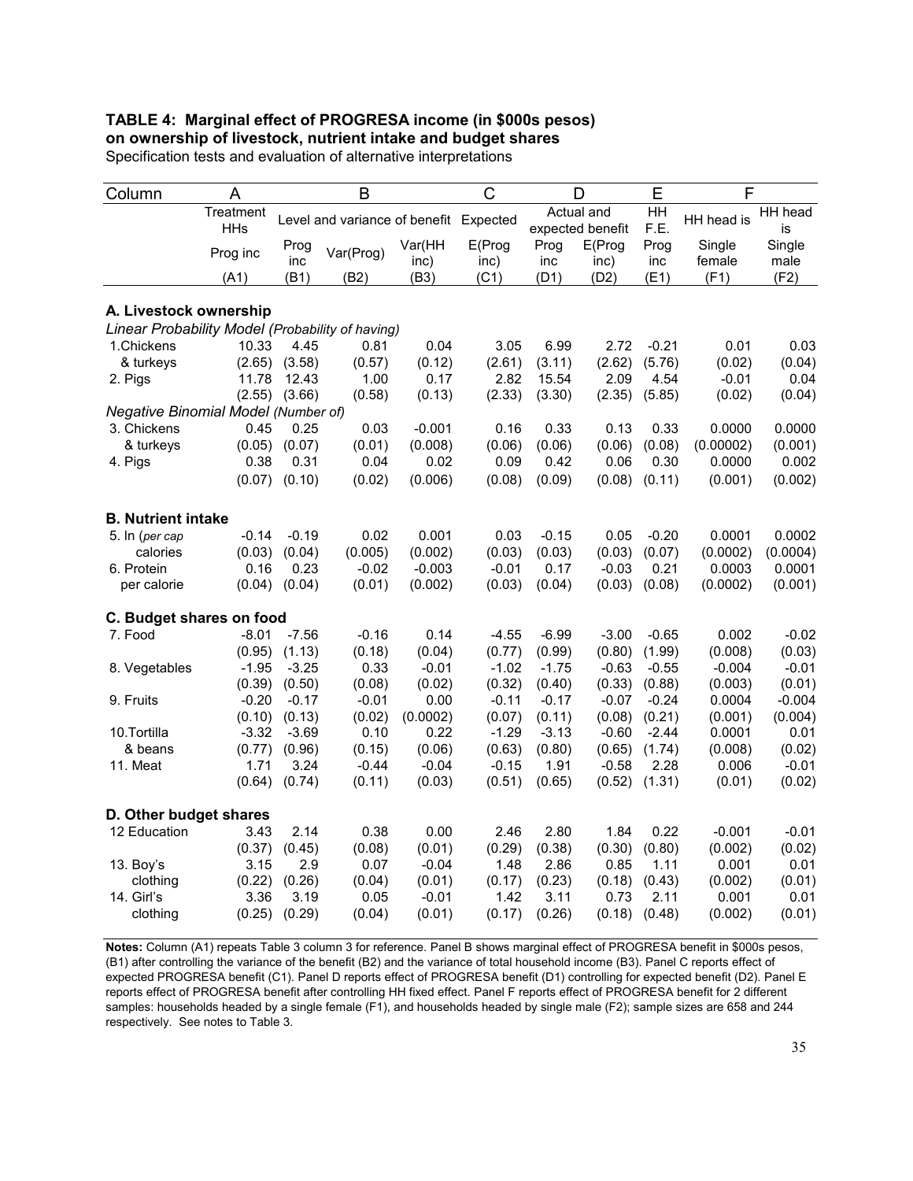**TABLE 4: Marginal effect of PROGRESA income (in $000s pesos) on ownership of livestock, nutrient intake and budget shares**

Specification tests and evaluation of alternative interpretations

| Column | A | B | | | C | D | | E | F | |
|---|---|---|---|---|---|---|---|---|---|---|
| | Treatment HHs | Level and variance of benefit | | | Expected | Actual and expected benefit | | HH F.E. | HH head is | HH head is |
| | Prog inc | Prog inc | Var(Prog) | Var(HH inc) | E(Prog inc) | Prog inc | E(Prog inc) | Prog inc | Single female | Single male |
| | (A1) | (B1) | (B2) | (B3) | (C1) | (D1) | (D2) | (E1) | (F1) | (F2) |
| **A. Livestock ownership** | | | | | | | | | | |
| *Linear Probability Model (Probability of having)* | | | | | | | | | | |
| 1.Chickens | 10.33 | 4.45 | 0.81 | 0.04 | 3.05 | 6.99 | 2.72 | -0.21 | 0.01 | 0.03 |
| & turkeys | (2.65) | (3.58) | (0.57) | (0.12) | (2.61) | (3.11) | (2.62) | (5.76) | (0.02) | (0.04) |
| 2. Pigs | 11.78 | 12.43 | 1.00 | 0.17 | 2.82 | 15.54 | 2.09 | 4.54 | -0.01 | 0.04 |
| | (2.55) | (3.66) | (0.58) | (0.13) | (2.33) | (3.30) | (2.35) | (5.85) | (0.02) | (0.04) |
| *Negative Binomial Model (Number of)* | | | | | | | | | | |
| 3. Chickens | 0.45 | 0.25 | 0.03 | -0.001 | 0.16 | 0.33 | 0.13 | 0.33 | 0.0000 | 0.0000 |
| & turkeys | (0.05) | (0.07) | (0.01) | (0.008) | (0.06) | (0.06) | (0.06) | (0.08) | (0.00002) | (0.001) |
| 4. Pigs | 0.38 | 0.31 | 0.04 | 0.02 | 0.09 | 0.42 | 0.06 | 0.30 | 0.0000 | 0.002 |
| | (0.07) | (0.10) | (0.02) | (0.006) | (0.08) | (0.09) | (0.08) | (0.11) | (0.001) | (0.002) |
| **B. Nutrient intake** | | | | | | | | | | |
| 5. ln (*per cap* | -0.14 | -0.19 | 0.02 | 0.001 | 0.03 | -0.15 | 0.05 | -0.20 | 0.0001 | 0.0002 |
| calories | (0.03) | (0.04) | (0.005) | (0.002) | (0.03) | (0.03) | (0.03) | (0.07) | (0.0002) | (0.0004) |
| 6. Protein | 0.16 | 0.23 | -0.02 | -0.003 | -0.01 | 0.17 | -0.03 | 0.21 | 0.0003 | 0.0001 |
| per calorie | (0.04) | (0.04) | (0.01) | (0.002) | (0.03) | (0.04) | (0.03) | (0.08) | (0.0002) | (0.001) |
| **C. Budget shares on food** | | | | | | | | | | |
| 7. Food | -8.01 | -7.56 | -0.16 | 0.14 | -4.55 | -6.99 | -3.00 | -0.65 | 0.002 | -0.02 |
| | (0.95) | (1.13) | (0.18) | (0.04) | (0.77) | (0.99) | (0.80) | (1.99) | (0.008) | (0.03) |
| 8. Vegetables | -1.95 | -3.25 | 0.33 | -0.01 | -1.02 | -1.75 | -0.63 | -0.55 | -0.004 | -0.01 |
| | (0.39) | (0.50) | (0.08) | (0.02) | (0.32) | (0.40) | (0.33) | (0.88) | (0.003) | (0.01) |
| 9. Fruits | -0.20 | -0.17 | -0.01 | 0.00 | -0.11 | -0.17 | -0.07 | -0.24 | 0.0004 | -0.004 |
| | (0.10) | (0.13) | (0.02) | (0.0002) | (0.07) | (0.11) | (0.08) | (0.21) | (0.001) | (0.004) |
| 10.Tortilla | -3.32 | -3.69 | 0.10 | 0.22 | -1.29 | -3.13 | -0.60 | -2.44 | 0.0001 | 0.01 |
| & beans | (0.77) | (0.96) | (0.15) | (0.06) | (0.63) | (0.80) | (0.65) | (1.74) | (0.008) | (0.02) |
| 11. Meat | 1.71 | 3.24 | -0.44 | -0.04 | -0.15 | 1.91 | -0.58 | 2.28 | 0.006 | -0.01 |
| | (0.64) | (0.74) | (0.11) | (0.03) | (0.51) | (0.65) | (0.52) | (1.31) | (0.01) | (0.02) |
| **D. Other budget shares** | | | | | | | | | | |
| 12 Education | 3.43 | 2.14 | 0.38 | 0.00 | 2.46 | 2.80 | 1.84 | 0.22 | -0.001 | -0.01 |
| | (0.37) | (0.45) | (0.08) | (0.01) | (0.29) | (0.38) | (0.30) | (0.80) | (0.002) | (0.02) |
| 13. Boy's | 3.15 | 2.9 | 0.07 | -0.04 | 1.48 | 2.86 | 0.85 | 1.11 | 0.001 | 0.01 |
| clothing | (0.22) | (0.26) | (0.04) | (0.01) | (0.17) | (0.23) | (0.18) | (0.43) | (0.002) | (0.01) |
| 14. Girl's | 3.36 | 3.19 | 0.05 | -0.01 | 1.42 | 3.11 | 0.73 | 2.11 | 0.001 | 0.01 |
| clothing | (0.25) | (0.29) | (0.04) | (0.01) | (0.17) | (0.26) | (0.18) | (0.48) | (0.002) | (0.01) |

**Notes:** Column (A1) repeats Table 3 column 3 for reference. Panel B shows marginal effect of PROGRESA benefit in $000s pesos, (B1) after controlling the variance of the benefit (B2) and the variance of total household income (B3). Panel C reports effect of expected PROGRESA benefit (C1). Panel D reports effect of PROGRESA benefit (D1) controlling for expected benefit (D2). Panel E reports effect of PROGRESA benefit after controlling HH fixed effect. Panel F reports effect of PROGRESA benefit for 2 different samples: households headed by a single female (F1), and households headed by single male (F2); sample sizes are 658 and 244 respectively. See notes to Table 3.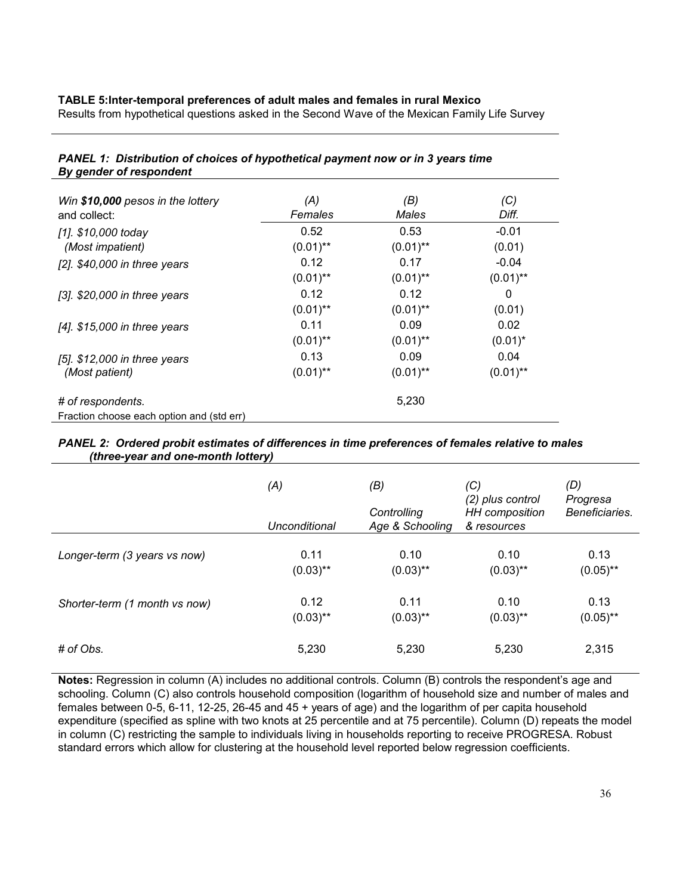**TABLE 5:Inter-temporal preferences of adult males and females in rural Mexico**
Results from hypothetical questions asked in the Second Wave of the Mexican Family Life Survey

***PANEL 1: Distribution of choices of hypothetical payment now or in 3 years time By gender of respondent***

| *Win **$10,000** pesos in the lottery* and collect: | *(A)* *Females* | *(B)* *Males* | *(C)* *Diff.* |
|---|---|---|---|
| *[1]. $10,000 today* | 0.52 | 0.53 | -0.01 |
| *(Most impatient)* | (0.01)** | (0.01)** | (0.01) |
| *[2]. $40,000 in three years* | 0.12 | 0.17 | -0.04 |
| | (0.01)** | (0.01)** | (0.01)** |
| *[3]. $20,000 in three years* | 0.12 | 0.12 | 0 |
| | (0.01)** | (0.01)** | (0.01) |
| *[4]. $15,000 in three years* | 0.11 | 0.09 | 0.02 |
| | (0.01)** | (0.01)** | (0.01)* |
| *[5]. $12,000 in three years* | 0.13 | 0.09 | 0.04 |
| *(Most patient)* | (0.01)** | (0.01)** | (0.01)** |
| *# of respondents.* | | 5,230 | |
| Fraction choose each option and (std err) | | | |

***PANEL 2: Ordered probit estimates of differences in time preferences of females relative to males (three-year and one-month lottery)***

| | *(A)* *Unconditional* | *(B)* *Controlling Age & Schooling* | *(C)* *(2) plus control HH composition & resources* | *(D)* *Progresa Beneficiaries.* |
|---|---|---|---|---|
| *Longer-term (3 years vs now)* | 0.11 | 0.10 | 0.10 | 0.13 |
| | (0.03)** | (0.03)** | (0.03)** | (0.05)** |
| *Shorter-term (1 month vs now)* | 0.12 | 0.11 | 0.10 | 0.13 |
| | (0.03)** | (0.03)** | (0.03)** | (0.05)** |
| *# of Obs.* | 5,230 | 5,230 | 5,230 | 2,315 |

**Notes:** Regression in column (A) includes no additional controls. Column (B) controls the respondent's age and schooling. Column (C) also controls household composition (logarithm of household size and number of males and females between 0-5, 6-11, 12-25, 26-45 and 45 + years of age) and the logarithm of per capita household expenditure (specified as spline with two knots at 25 percentile and at 75 percentile). Column (D) repeats the model in column (C) restricting the sample to individuals living in households reporting to receive PROGRESA. Robust standard errors which allow for clustering at the household level reported below regression coefficients.